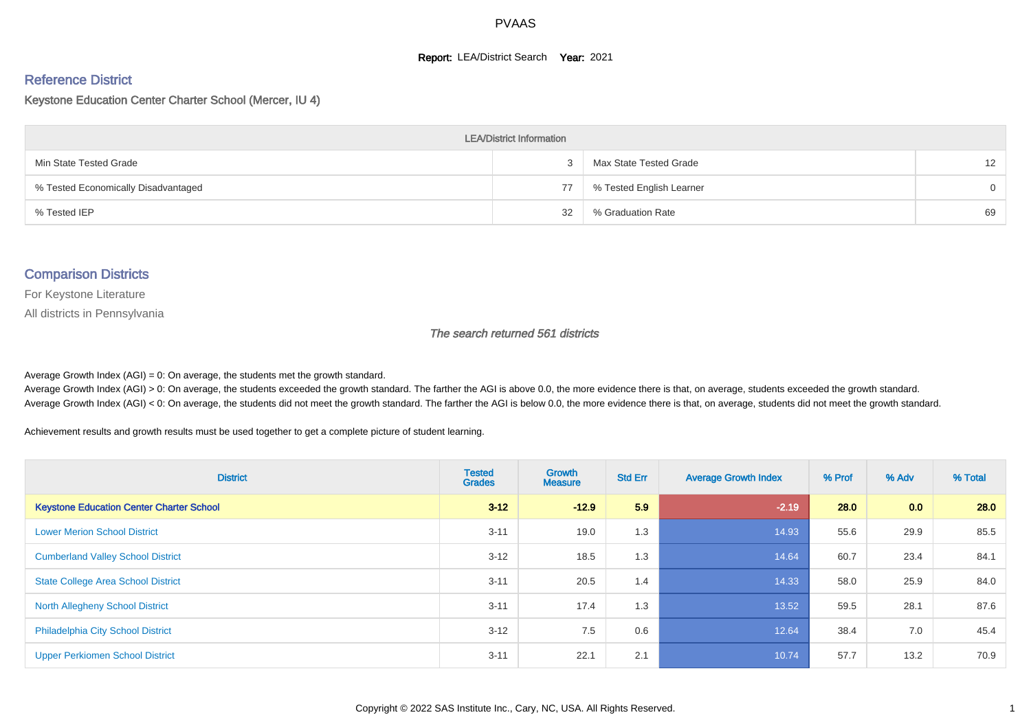# PVAAS

**Report:** LEA/District Search **Year:** 2021

## Reference District

Keystone Education Center Charter School (Mercer, IU 4)

| LEA/District Information | | | |
|---|---|---|---|
| Min State Tested Grade | 3 | Max State Tested Grade | 12 |
| % Tested Economically Disadvantaged | 77 | % Tested English Learner | 0 |
| % Tested IEP | 32 | % Graduation Rate | 69 |

## Comparison Districts

For Keystone Literature

All districts in Pennsylvania

*The search returned 561 districts*

Average Growth Index (AGI) = 0: On average, the students met the growth standard.
Average Growth Index (AGI) > 0: On average, the students exceeded the growth standard. The farther the AGI is above 0.0, the more evidence there is that, on average, students exceeded the growth standard.
Average Growth Index (AGI) < 0: On average, the students did not meet the growth standard. The farther the AGI is below 0.0, the more evidence there is that, on average, students did not meet the growth standard.

Achievement results and growth results must be used together to get a complete picture of student learning.

| District | Tested Grades | Growth Measure | Std Err | Average Growth Index | % Prof | % Adv | % Total |
|---|---|---|---|---|---|---|---|
| **Keystone Education Center Charter School** | **3-12** | **-12.9** | **5.9** | **-2.19** | **28.0** | **0.0** | **28.0** |
| Lower Merion School District | 3-11 | 19.0 | 1.3 | 14.93 | 55.6 | 29.9 | 85.5 |
| Cumberland Valley School District | 3-12 | 18.5 | 1.3 | 14.64 | 60.7 | 23.4 | 84.1 |
| State College Area School District | 3-11 | 20.5 | 1.4 | 14.33 | 58.0 | 25.9 | 84.0 |
| North Allegheny School District | 3-11 | 17.4 | 1.3 | 13.52 | 59.5 | 28.1 | 87.6 |
| Philadelphia City School District | 3-12 | 7.5 | 0.6 | 12.64 | 38.4 | 7.0 | 45.4 |
| Upper Perkiomen School District | 3-11 | 22.1 | 2.1 | 10.74 | 57.7 | 13.2 | 70.9 |

Copyright © 2022 SAS Institute Inc., Cary, NC, USA. All Rights Reserved.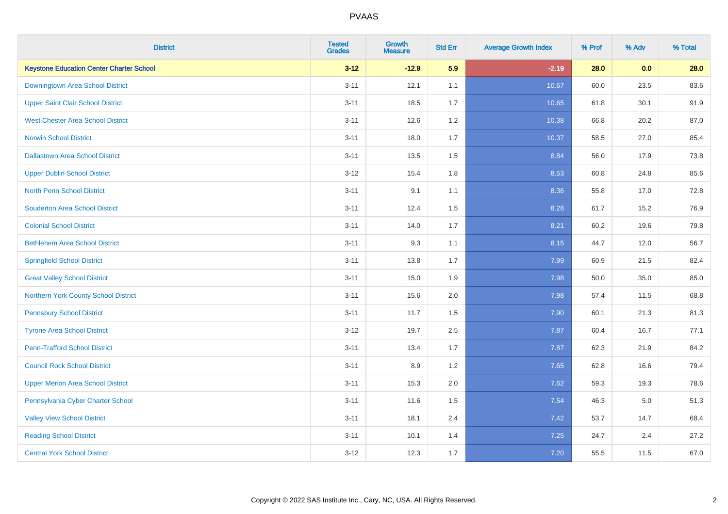# PVAAS

| District | Tested Grades | Growth Measure | Std Err | Average Growth Index | % Prof | % Adv | % Total |
|---|---|---|---|---|---|---|---|
| **Keystone Education Center Charter School** | **3-12** | **-12.9** | **5.9** | **-2.19** | **28.0** | **0.0** | **28.0** |
| Downingtown Area School District | 3-11 | 12.1 | 1.1 | 10.67 | 60.0 | 23.5 | 83.6 |
| Upper Saint Clair School District | 3-11 | 18.5 | 1.7 | 10.65 | 61.8 | 30.1 | 91.9 |
| West Chester Area School District | 3-11 | 12.6 | 1.2 | 10.38 | 66.8 | 20.2 | 87.0 |
| Norwin School District | 3-11 | 18.0 | 1.7 | 10.37 | 58.5 | 27.0 | 85.4 |
| Dallastown Area School District | 3-11 | 13.5 | 1.5 | 8.84 | 56.0 | 17.9 | 73.8 |
| Upper Dublin School District | 3-12 | 15.4 | 1.8 | 8.53 | 60.8 | 24.8 | 85.6 |
| North Penn School District | 3-11 | 9.1 | 1.1 | 8.36 | 55.8 | 17.0 | 72.8 |
| Souderton Area School District | 3-11 | 12.4 | 1.5 | 8.28 | 61.7 | 15.2 | 76.9 |
| Colonial School District | 3-11 | 14.0 | 1.7 | 8.21 | 60.2 | 19.6 | 79.8 |
| Bethlehem Area School District | 3-11 | 9.3 | 1.1 | 8.15 | 44.7 | 12.0 | 56.7 |
| Springfield School District | 3-11 | 13.8 | 1.7 | 7.99 | 60.9 | 21.5 | 82.4 |
| Great Valley School District | 3-11 | 15.0 | 1.9 | 7.98 | 50.0 | 35.0 | 85.0 |
| Northern York County School District | 3-11 | 15.6 | 2.0 | 7.98 | 57.4 | 11.5 | 68.8 |
| Pennsbury School District | 3-11 | 11.7 | 1.5 | 7.90 | 60.1 | 21.3 | 81.3 |
| Tyrone Area School District | 3-12 | 19.7 | 2.5 | 7.87 | 60.4 | 16.7 | 77.1 |
| Penn-Trafford School District | 3-11 | 13.4 | 1.7 | 7.87 | 62.3 | 21.9 | 84.2 |
| Council Rock School District | 3-11 | 8.9 | 1.2 | 7.65 | 62.8 | 16.6 | 79.4 |
| Upper Merion Area School District | 3-11 | 15.3 | 2.0 | 7.62 | 59.3 | 19.3 | 78.6 |
| Pennsylvania Cyber Charter School | 3-11 | 11.6 | 1.5 | 7.54 | 46.3 | 5.0 | 51.3 |
| Valley View School District | 3-11 | 18.1 | 2.4 | 7.42 | 53.7 | 14.7 | 68.4 |
| Reading School District | 3-11 | 10.1 | 1.4 | 7.25 | 24.7 | 2.4 | 27.2 |
| Central York School District | 3-12 | 12.3 | 1.7 | 7.20 | 55.5 | 11.5 | 67.0 |

Copyright © 2022 SAS Institute Inc., Cary, NC, USA. All Rights Reserved.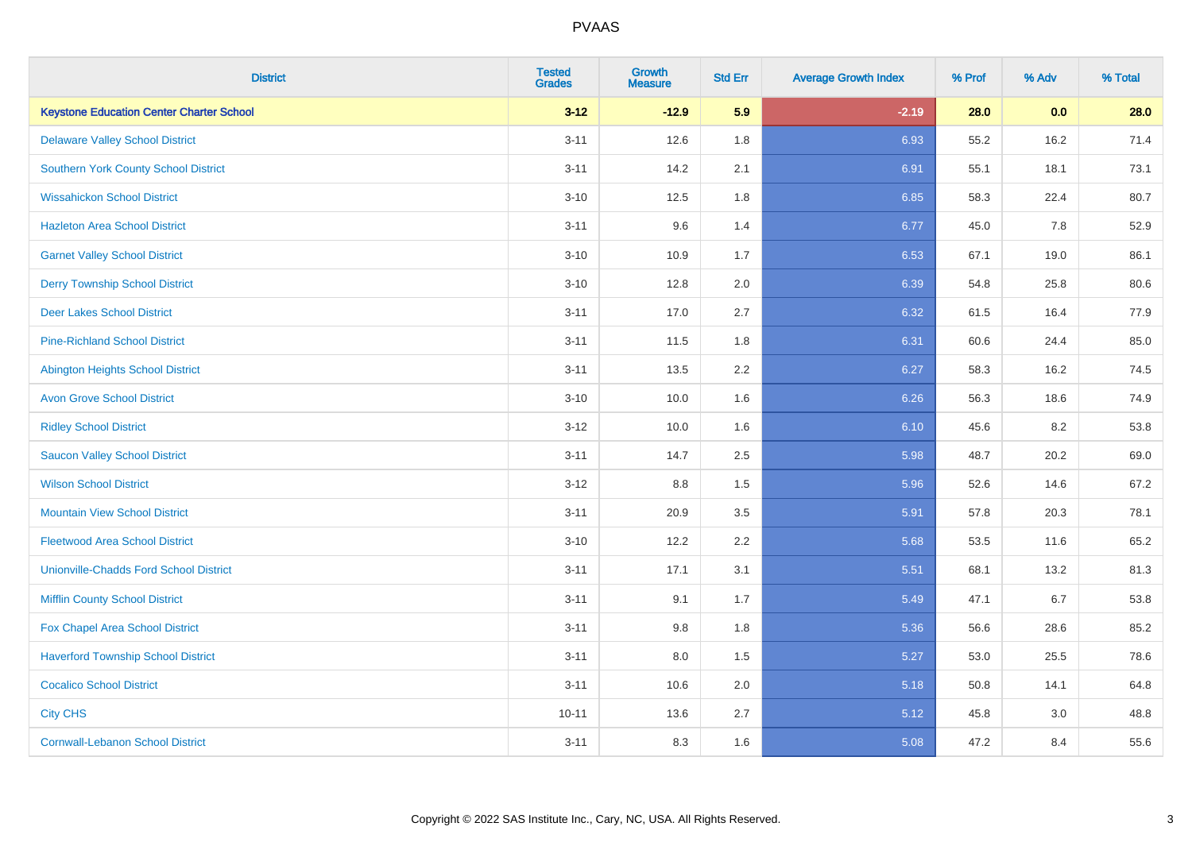# PVAAS

| District | Tested Grades | Growth Measure | Std Err | Average Growth Index | % Prof | % Adv | % Total |
|---|---|---|---|---|---|---|---|
| **Keystone Education Center Charter School** | **3-12** | **-12.9** | **5.9** | **-2.19** | **28.0** | **0.0** | **28.0** |
| Delaware Valley School District | 3-11 | 12.6 | 1.8 | 6.93 | 55.2 | 16.2 | 71.4 |
| Southern York County School District | 3-11 | 14.2 | 2.1 | 6.91 | 55.1 | 18.1 | 73.1 |
| Wissahickon School District | 3-10 | 12.5 | 1.8 | 6.85 | 58.3 | 22.4 | 80.7 |
| Hazleton Area School District | 3-11 | 9.6 | 1.4 | 6.77 | 45.0 | 7.8 | 52.9 |
| Garnet Valley School District | 3-10 | 10.9 | 1.7 | 6.53 | 67.1 | 19.0 | 86.1 |
| Derry Township School District | 3-10 | 12.8 | 2.0 | 6.39 | 54.8 | 25.8 | 80.6 |
| Deer Lakes School District | 3-11 | 17.0 | 2.7 | 6.32 | 61.5 | 16.4 | 77.9 |
| Pine-Richland School District | 3-11 | 11.5 | 1.8 | 6.31 | 60.6 | 24.4 | 85.0 |
| Abington Heights School District | 3-11 | 13.5 | 2.2 | 6.27 | 58.3 | 16.2 | 74.5 |
| Avon Grove School District | 3-10 | 10.0 | 1.6 | 6.26 | 56.3 | 18.6 | 74.9 |
| Ridley School District | 3-12 | 10.0 | 1.6 | 6.10 | 45.6 | 8.2 | 53.8 |
| Saucon Valley School District | 3-11 | 14.7 | 2.5 | 5.98 | 48.7 | 20.2 | 69.0 |
| Wilson School District | 3-12 | 8.8 | 1.5 | 5.96 | 52.6 | 14.6 | 67.2 |
| Mountain View School District | 3-11 | 20.9 | 3.5 | 5.91 | 57.8 | 20.3 | 78.1 |
| Fleetwood Area School District | 3-10 | 12.2 | 2.2 | 5.68 | 53.5 | 11.6 | 65.2 |
| Unionville-Chadds Ford School District | 3-11 | 17.1 | 3.1 | 5.51 | 68.1 | 13.2 | 81.3 |
| Mifflin County School District | 3-11 | 9.1 | 1.7 | 5.49 | 47.1 | 6.7 | 53.8 |
| Fox Chapel Area School District | 3-11 | 9.8 | 1.8 | 5.36 | 56.6 | 28.6 | 85.2 |
| Haverford Township School District | 3-11 | 8.0 | 1.5 | 5.27 | 53.0 | 25.5 | 78.6 |
| Cocalico School District | 3-11 | 10.6 | 2.0 | 5.18 | 50.8 | 14.1 | 64.8 |
| City CHS | 10-11 | 13.6 | 2.7 | 5.12 | 45.8 | 3.0 | 48.8 |
| Cornwall-Lebanon School District | 3-11 | 8.3 | 1.6 | 5.08 | 47.2 | 8.4 | 55.6 |

Copyright © 2022 SAS Institute Inc., Cary, NC, USA. All Rights Reserved.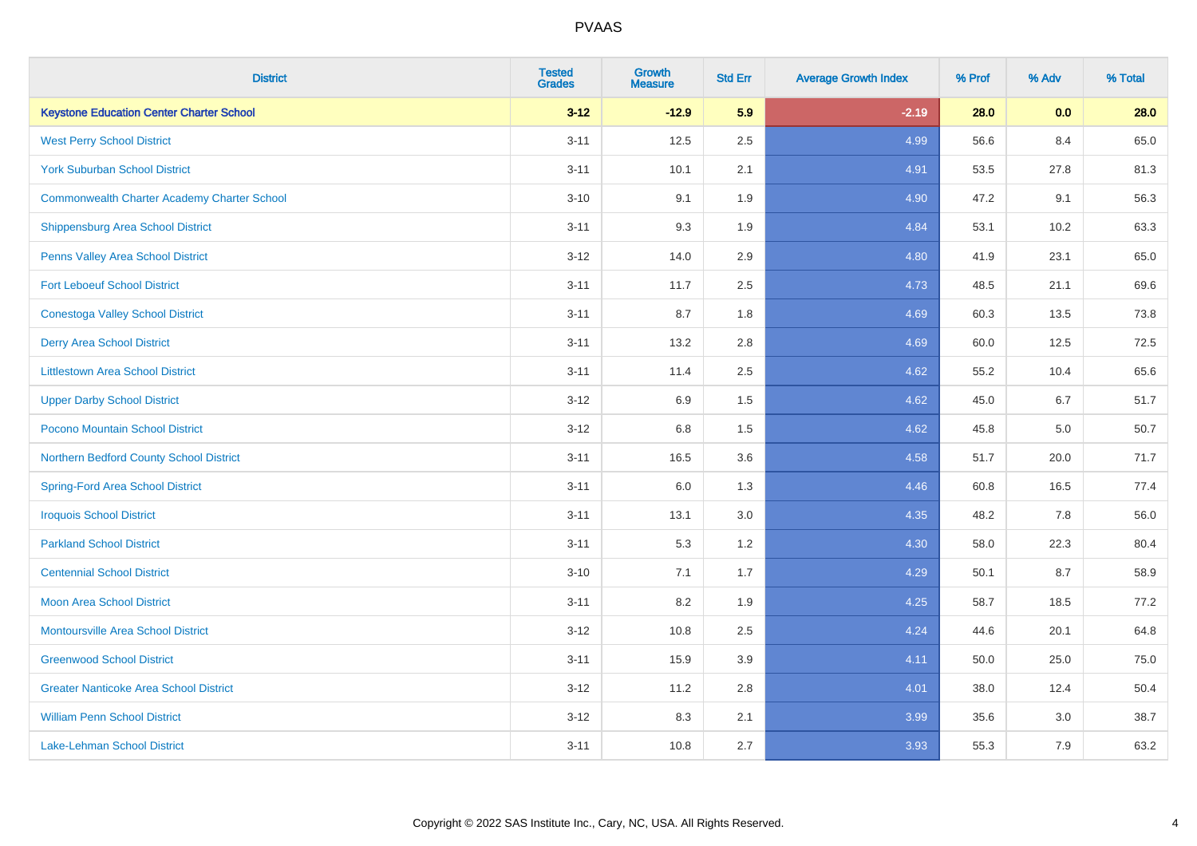PVAAS

| District | Tested Grades | Growth Measure | Std Err | Average Growth Index | % Prof | % Adv | % Total |
|---|---|---|---|---|---|---|---|
| **Keystone Education Center Charter School** | **3-12** | **-12.9** | **5.9** | **-2.19** | **28.0** | **0.0** | **28.0** |
| West Perry School District | 3-11 | 12.5 | 2.5 | 4.99 | 56.6 | 8.4 | 65.0 |
| York Suburban School District | 3-11 | 10.1 | 2.1 | 4.91 | 53.5 | 27.8 | 81.3 |
| Commonwealth Charter Academy Charter School | 3-10 | 9.1 | 1.9 | 4.90 | 47.2 | 9.1 | 56.3 |
| Shippensburg Area School District | 3-11 | 9.3 | 1.9 | 4.84 | 53.1 | 10.2 | 63.3 |
| Penns Valley Area School District | 3-12 | 14.0 | 2.9 | 4.80 | 41.9 | 23.1 | 65.0 |
| Fort Leboeuf School District | 3-11 | 11.7 | 2.5 | 4.73 | 48.5 | 21.1 | 69.6 |
| Conestoga Valley School District | 3-11 | 8.7 | 1.8 | 4.69 | 60.3 | 13.5 | 73.8 |
| Derry Area School District | 3-11 | 13.2 | 2.8 | 4.69 | 60.0 | 12.5 | 72.5 |
| Littlestown Area School District | 3-11 | 11.4 | 2.5 | 4.62 | 55.2 | 10.4 | 65.6 |
| Upper Darby School District | 3-12 | 6.9 | 1.5 | 4.62 | 45.0 | 6.7 | 51.7 |
| Pocono Mountain School District | 3-12 | 6.8 | 1.5 | 4.62 | 45.8 | 5.0 | 50.7 |
| Northern Bedford County School District | 3-11 | 16.5 | 3.6 | 4.58 | 51.7 | 20.0 | 71.7 |
| Spring-Ford Area School District | 3-11 | 6.0 | 1.3 | 4.46 | 60.8 | 16.5 | 77.4 |
| Iroquois School District | 3-11 | 13.1 | 3.0 | 4.35 | 48.2 | 7.8 | 56.0 |
| Parkland School District | 3-11 | 5.3 | 1.2 | 4.30 | 58.0 | 22.3 | 80.4 |
| Centennial School District | 3-10 | 7.1 | 1.7 | 4.29 | 50.1 | 8.7 | 58.9 |
| Moon Area School District | 3-11 | 8.2 | 1.9 | 4.25 | 58.7 | 18.5 | 77.2 |
| Montoursville Area School District | 3-12 | 10.8 | 2.5 | 4.24 | 44.6 | 20.1 | 64.8 |
| Greenwood School District | 3-11 | 15.9 | 3.9 | 4.11 | 50.0 | 25.0 | 75.0 |
| Greater Nanticoke Area School District | 3-12 | 11.2 | 2.8 | 4.01 | 38.0 | 12.4 | 50.4 |
| William Penn School District | 3-12 | 8.3 | 2.1 | 3.99 | 35.6 | 3.0 | 38.7 |
| Lake-Lehman School District | 3-11 | 10.8 | 2.7 | 3.93 | 55.3 | 7.9 | 63.2 |

Copyright © 2022 SAS Institute Inc., Cary, NC, USA. All Rights Reserved.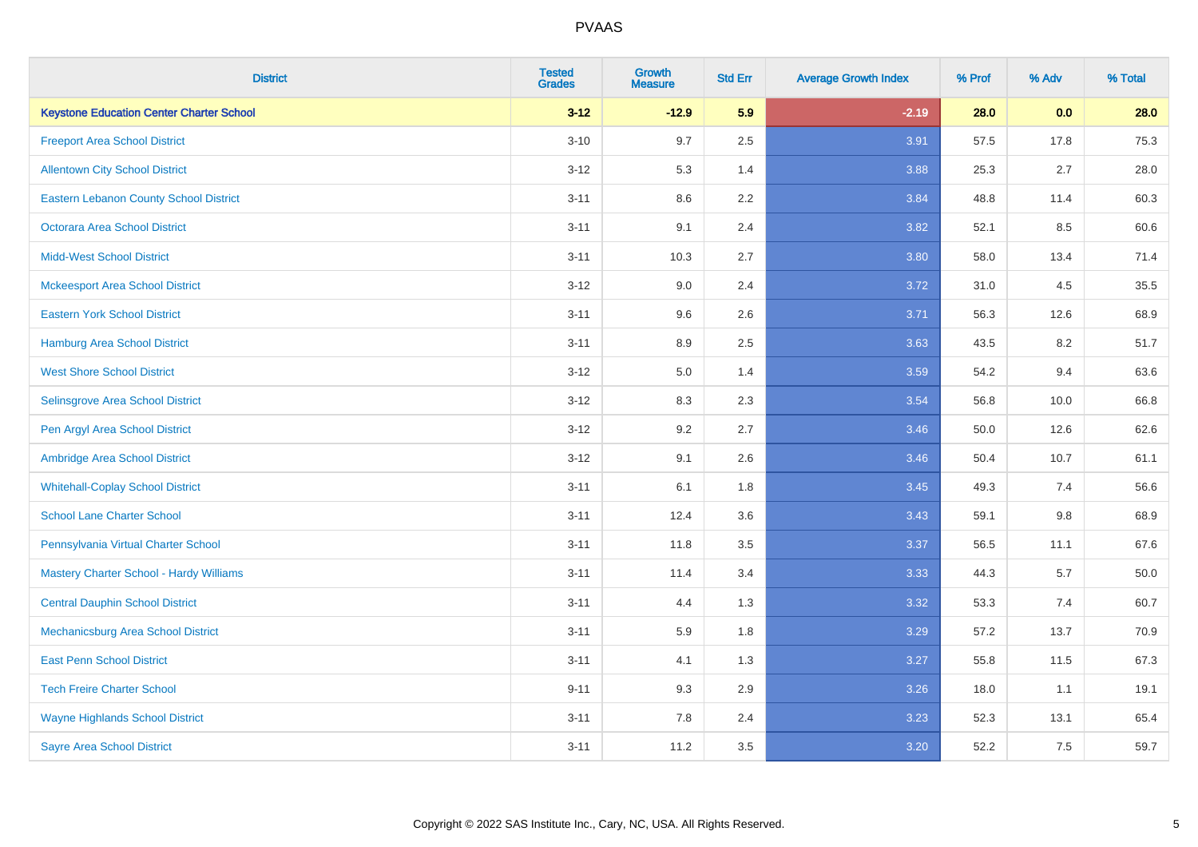# PVAAS

| District | Tested Grades | Growth Measure | Std Err | Average Growth Index | % Prof | % Adv | % Total |
|---|---|---|---|---|---|---|---|
| **Keystone Education Center Charter School** | **3-12** | **-12.9** | **5.9** | **-2.19** | **28.0** | **0.0** | **28.0** |
| Freeport Area School District | 3-10 | 9.7 | 2.5 | 3.91 | 57.5 | 17.8 | 75.3 |
| Allentown City School District | 3-12 | 5.3 | 1.4 | 3.88 | 25.3 | 2.7 | 28.0 |
| Eastern Lebanon County School District | 3-11 | 8.6 | 2.2 | 3.84 | 48.8 | 11.4 | 60.3 |
| Octorara Area School District | 3-11 | 9.1 | 2.4 | 3.82 | 52.1 | 8.5 | 60.6 |
| Midd-West School District | 3-11 | 10.3 | 2.7 | 3.80 | 58.0 | 13.4 | 71.4 |
| Mckeesport Area School District | 3-12 | 9.0 | 2.4 | 3.72 | 31.0 | 4.5 | 35.5 |
| Eastern York School District | 3-11 | 9.6 | 2.6 | 3.71 | 56.3 | 12.6 | 68.9 |
| Hamburg Area School District | 3-11 | 8.9 | 2.5 | 3.63 | 43.5 | 8.2 | 51.7 |
| West Shore School District | 3-12 | 5.0 | 1.4 | 3.59 | 54.2 | 9.4 | 63.6 |
| Selinsgrove Area School District | 3-12 | 8.3 | 2.3 | 3.54 | 56.8 | 10.0 | 66.8 |
| Pen Argyl Area School District | 3-12 | 9.2 | 2.7 | 3.46 | 50.0 | 12.6 | 62.6 |
| Ambridge Area School District | 3-12 | 9.1 | 2.6 | 3.46 | 50.4 | 10.7 | 61.1 |
| Whitehall-Coplay School District | 3-11 | 6.1 | 1.8 | 3.45 | 49.3 | 7.4 | 56.6 |
| School Lane Charter School | 3-11 | 12.4 | 3.6 | 3.43 | 59.1 | 9.8 | 68.9 |
| Pennsylvania Virtual Charter School | 3-11 | 11.8 | 3.5 | 3.37 | 56.5 | 11.1 | 67.6 |
| Mastery Charter School - Hardy Williams | 3-11 | 11.4 | 3.4 | 3.33 | 44.3 | 5.7 | 50.0 |
| Central Dauphin School District | 3-11 | 4.4 | 1.3 | 3.32 | 53.3 | 7.4 | 60.7 |
| Mechanicsburg Area School District | 3-11 | 5.9 | 1.8 | 3.29 | 57.2 | 13.7 | 70.9 |
| East Penn School District | 3-11 | 4.1 | 1.3 | 3.27 | 55.8 | 11.5 | 67.3 |
| Tech Freire Charter School | 9-11 | 9.3 | 2.9 | 3.26 | 18.0 | 1.1 | 19.1 |
| Wayne Highlands School District | 3-11 | 7.8 | 2.4 | 3.23 | 52.3 | 13.1 | 65.4 |
| Sayre Area School District | 3-11 | 11.2 | 3.5 | 3.20 | 52.2 | 7.5 | 59.7 |

Copyright © 2022 SAS Institute Inc., Cary, NC, USA. All Rights Reserved.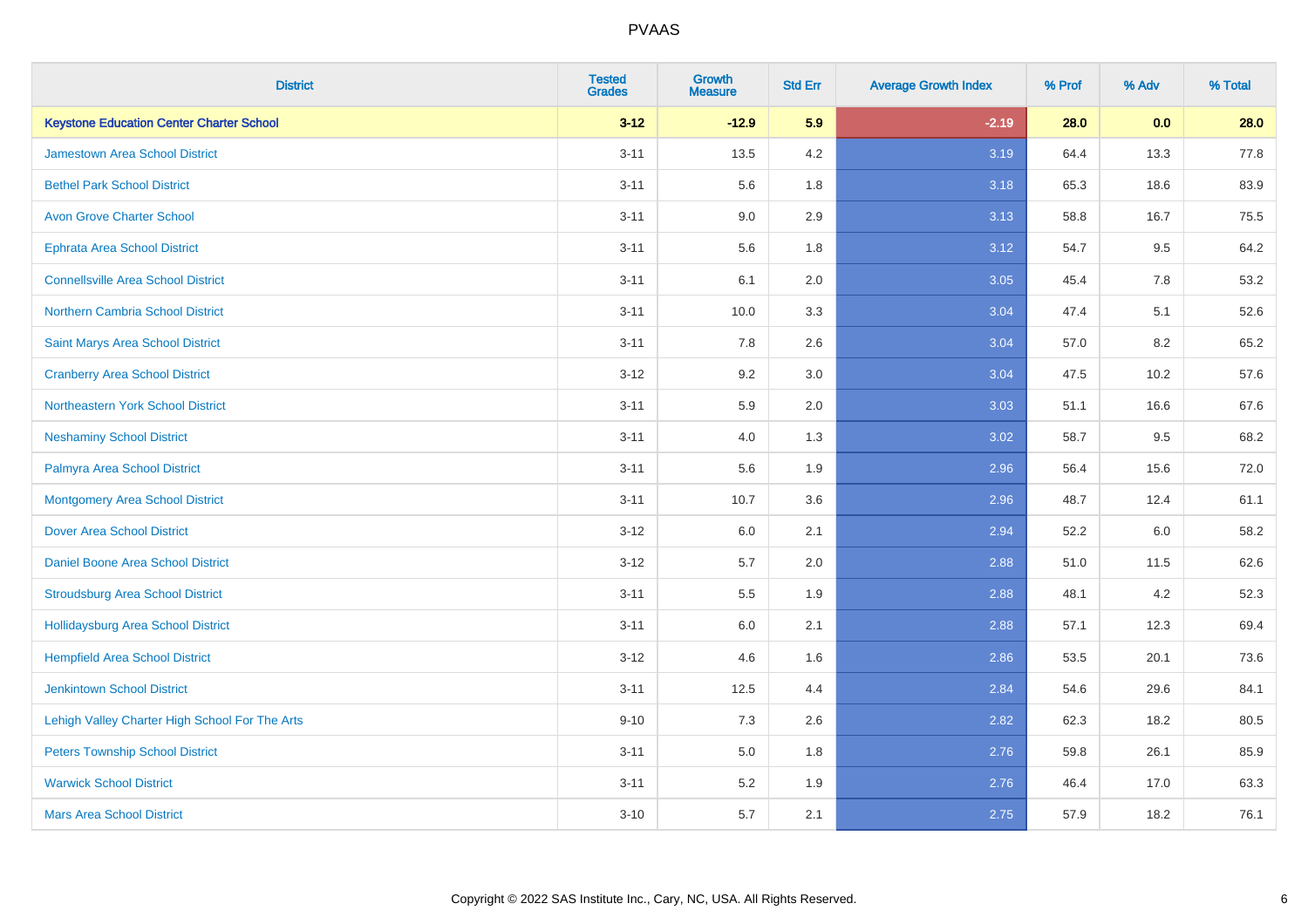| District | Tested Grades | Growth Measure | Std Err | Average Growth Index | % Prof | % Adv | % Total |
|---|---|---|---|---|---|---|---|
| **Keystone Education Center Charter School** | **3-12** | **-12.9** | **5.9** | **-2.19** | **28.0** | **0.0** | **28.0** |
| Jamestown Area School District | 3-11 | 13.5 | 4.2 | 3.19 | 64.4 | 13.3 | 77.8 |
| Bethel Park School District | 3-11 | 5.6 | 1.8 | 3.18 | 65.3 | 18.6 | 83.9 |
| Avon Grove Charter School | 3-11 | 9.0 | 2.9 | 3.13 | 58.8 | 16.7 | 75.5 |
| Ephrata Area School District | 3-11 | 5.6 | 1.8 | 3.12 | 54.7 | 9.5 | 64.2 |
| Connellsville Area School District | 3-11 | 6.1 | 2.0 | 3.05 | 45.4 | 7.8 | 53.2 |
| Northern Cambria School District | 3-11 | 10.0 | 3.3 | 3.04 | 47.4 | 5.1 | 52.6 |
| Saint Marys Area School District | 3-11 | 7.8 | 2.6 | 3.04 | 57.0 | 8.2 | 65.2 |
| Cranberry Area School District | 3-12 | 9.2 | 3.0 | 3.04 | 47.5 | 10.2 | 57.6 |
| Northeastern York School District | 3-11 | 5.9 | 2.0 | 3.03 | 51.1 | 16.6 | 67.6 |
| Neshaminy School District | 3-11 | 4.0 | 1.3 | 3.02 | 58.7 | 9.5 | 68.2 |
| Palmyra Area School District | 3-11 | 5.6 | 1.9 | 2.96 | 56.4 | 15.6 | 72.0 |
| Montgomery Area School District | 3-11 | 10.7 | 3.6 | 2.96 | 48.7 | 12.4 | 61.1 |
| Dover Area School District | 3-12 | 6.0 | 2.1 | 2.94 | 52.2 | 6.0 | 58.2 |
| Daniel Boone Area School District | 3-12 | 5.7 | 2.0 | 2.88 | 51.0 | 11.5 | 62.6 |
| Stroudsburg Area School District | 3-11 | 5.5 | 1.9 | 2.88 | 48.1 | 4.2 | 52.3 |
| Hollidaysburg Area School District | 3-11 | 6.0 | 2.1 | 2.88 | 57.1 | 12.3 | 69.4 |
| Hempfield Area School District | 3-12 | 4.6 | 1.6 | 2.86 | 53.5 | 20.1 | 73.6 |
| Jenkintown School District | 3-11 | 12.5 | 4.4 | 2.84 | 54.6 | 29.6 | 84.1 |
| Lehigh Valley Charter High School For The Arts | 9-10 | 7.3 | 2.6 | 2.82 | 62.3 | 18.2 | 80.5 |
| Peters Township School District | 3-11 | 5.0 | 1.8 | 2.76 | 59.8 | 26.1 | 85.9 |
| Warwick School District | 3-11 | 5.2 | 1.9 | 2.76 | 46.4 | 17.0 | 63.3 |
| Mars Area School District | 3-10 | 5.7 | 2.1 | 2.75 | 57.9 | 18.2 | 76.1 |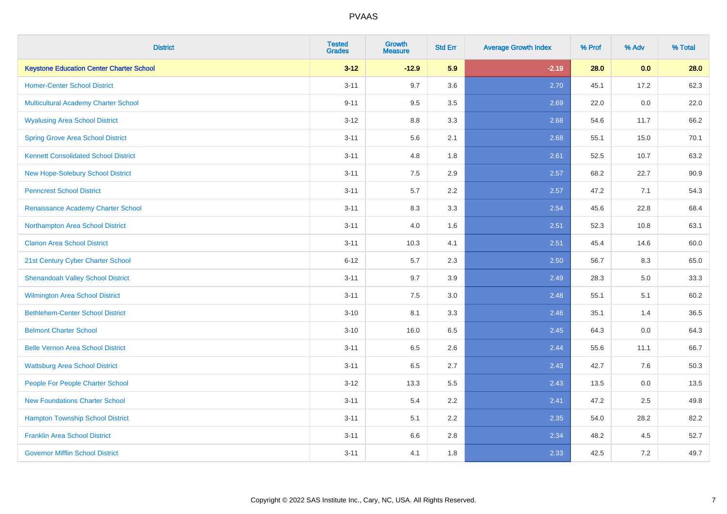# PVAAS

| District | Tested Grades | Growth Measure | Std Err | Average Growth Index | % Prof | % Adv | % Total |
|---|---|---|---|---|---|---|---|
| **Keystone Education Center Charter School** | **3-12** | **-12.9** | **5.9** | **-2.19** | **28.0** | **0.0** | **28.0** |
| Homer-Center School District | 3-11 | 9.7 | 3.6 | 2.70 | 45.1 | 17.2 | 62.3 |
| Multicultural Academy Charter School | 9-11 | 9.5 | 3.5 | 2.69 | 22.0 | 0.0 | 22.0 |
| Wyalusing Area School District | 3-12 | 8.8 | 3.3 | 2.68 | 54.6 | 11.7 | 66.2 |
| Spring Grove Area School District | 3-11 | 5.6 | 2.1 | 2.68 | 55.1 | 15.0 | 70.1 |
| Kennett Consolidated School District | 3-11 | 4.8 | 1.8 | 2.61 | 52.5 | 10.7 | 63.2 |
| New Hope-Solebury School District | 3-11 | 7.5 | 2.9 | 2.57 | 68.2 | 22.7 | 90.9 |
| Penncrest School District | 3-11 | 5.7 | 2.2 | 2.57 | 47.2 | 7.1 | 54.3 |
| Renaissance Academy Charter School | 3-11 | 8.3 | 3.3 | 2.54 | 45.6 | 22.8 | 68.4 |
| Northampton Area School District | 3-11 | 4.0 | 1.6 | 2.51 | 52.3 | 10.8 | 63.1 |
| Clarion Area School District | 3-11 | 10.3 | 4.1 | 2.51 | 45.4 | 14.6 | 60.0 |
| 21st Century Cyber Charter School | 6-12 | 5.7 | 2.3 | 2.50 | 56.7 | 8.3 | 65.0 |
| Shenandoah Valley School District | 3-11 | 9.7 | 3.9 | 2.49 | 28.3 | 5.0 | 33.3 |
| Wilmington Area School District | 3-11 | 7.5 | 3.0 | 2.48 | 55.1 | 5.1 | 60.2 |
| Bethlehem-Center School District | 3-10 | 8.1 | 3.3 | 2.46 | 35.1 | 1.4 | 36.5 |
| Belmont Charter School | 3-10 | 16.0 | 6.5 | 2.45 | 64.3 | 0.0 | 64.3 |
| Belle Vernon Area School District | 3-11 | 6.5 | 2.6 | 2.44 | 55.6 | 11.1 | 66.7 |
| Wattsburg Area School District | 3-11 | 6.5 | 2.7 | 2.43 | 42.7 | 7.6 | 50.3 |
| People For People Charter School | 3-12 | 13.3 | 5.5 | 2.43 | 13.5 | 0.0 | 13.5 |
| New Foundations Charter School | 3-11 | 5.4 | 2.2 | 2.41 | 47.2 | 2.5 | 49.8 |
| Hampton Township School District | 3-11 | 5.1 | 2.2 | 2.35 | 54.0 | 28.2 | 82.2 |
| Franklin Area School District | 3-11 | 6.6 | 2.8 | 2.34 | 48.2 | 4.5 | 52.7 |
| Governor Mifflin School District | 3-11 | 4.1 | 1.8 | 2.33 | 42.5 | 7.2 | 49.7 |

Copyright © 2022 SAS Institute Inc., Cary, NC, USA. All Rights Reserved.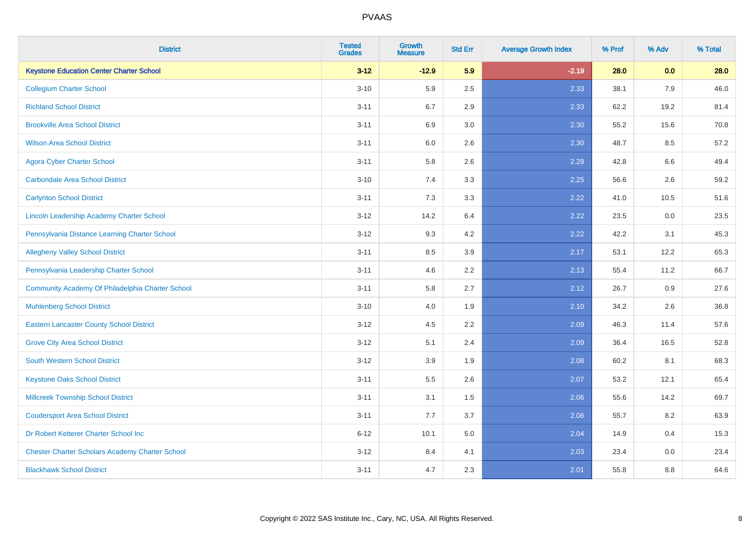# PVAAS

| District | Tested Grades | Growth Measure | Std Err | Average Growth Index | % Prof | % Adv | % Total |
|---|---|---|---|---|---|---|---|
| **Keystone Education Center Charter School** | **3-12** | **-12.9** | **5.9** | **-2.19** | **28.0** | **0.0** | **28.0** |
| Collegium Charter School | 3-10 | 5.9 | 2.5 | 2.33 | 38.1 | 7.9 | 46.0 |
| Richland School District | 3-11 | 6.7 | 2.9 | 2.33 | 62.2 | 19.2 | 81.4 |
| Brookville Area School District | 3-11 | 6.9 | 3.0 | 2.30 | 55.2 | 15.6 | 70.8 |
| Wilson Area School District | 3-11 | 6.0 | 2.6 | 2.30 | 48.7 | 8.5 | 57.2 |
| Agora Cyber Charter School | 3-11 | 5.8 | 2.6 | 2.28 | 42.8 | 6.6 | 49.4 |
| Carbondale Area School District | 3-10 | 7.4 | 3.3 | 2.25 | 56.6 | 2.6 | 59.2 |
| Carlynton School District | 3-11 | 7.3 | 3.3 | 2.22 | 41.0 | 10.5 | 51.6 |
| Lincoln Leadership Academy Charter School | 3-12 | 14.2 | 6.4 | 2.22 | 23.5 | 0.0 | 23.5 |
| Pennsylvania Distance Learning Charter School | 3-12 | 9.3 | 4.2 | 2.22 | 42.2 | 3.1 | 45.3 |
| Allegheny Valley School District | 3-11 | 8.5 | 3.9 | 2.17 | 53.1 | 12.2 | 65.3 |
| Pennsylvania Leadership Charter School | 3-11 | 4.6 | 2.2 | 2.13 | 55.4 | 11.2 | 66.7 |
| Community Academy Of Philadelphia Charter School | 3-11 | 5.8 | 2.7 | 2.12 | 26.7 | 0.9 | 27.6 |
| Muhlenberg School District | 3-10 | 4.0 | 1.9 | 2.10 | 34.2 | 2.6 | 36.8 |
| Eastern Lancaster County School District | 3-12 | 4.5 | 2.2 | 2.09 | 46.3 | 11.4 | 57.6 |
| Grove City Area School District | 3-12 | 5.1 | 2.4 | 2.09 | 36.4 | 16.5 | 52.8 |
| South Western School District | 3-12 | 3.9 | 1.9 | 2.08 | 60.2 | 8.1 | 68.3 |
| Keystone Oaks School District | 3-11 | 5.5 | 2.6 | 2.07 | 53.2 | 12.1 | 65.4 |
| Millcreek Township School District | 3-11 | 3.1 | 1.5 | 2.06 | 55.6 | 14.2 | 69.7 |
| Coudersport Area School District | 3-11 | 7.7 | 3.7 | 2.06 | 55.7 | 8.2 | 63.9 |
| Dr Robert Ketterer Charter School Inc | 6-12 | 10.1 | 5.0 | 2.04 | 14.9 | 0.4 | 15.3 |
| Chester Charter Scholars Academy Charter School | 3-12 | 8.4 | 4.1 | 2.03 | 23.4 | 0.0 | 23.4 |
| Blackhawk School District | 3-11 | 4.7 | 2.3 | 2.01 | 55.8 | 8.8 | 64.6 |

Copyright © 2022 SAS Institute Inc., Cary, NC, USA. All Rights Reserved.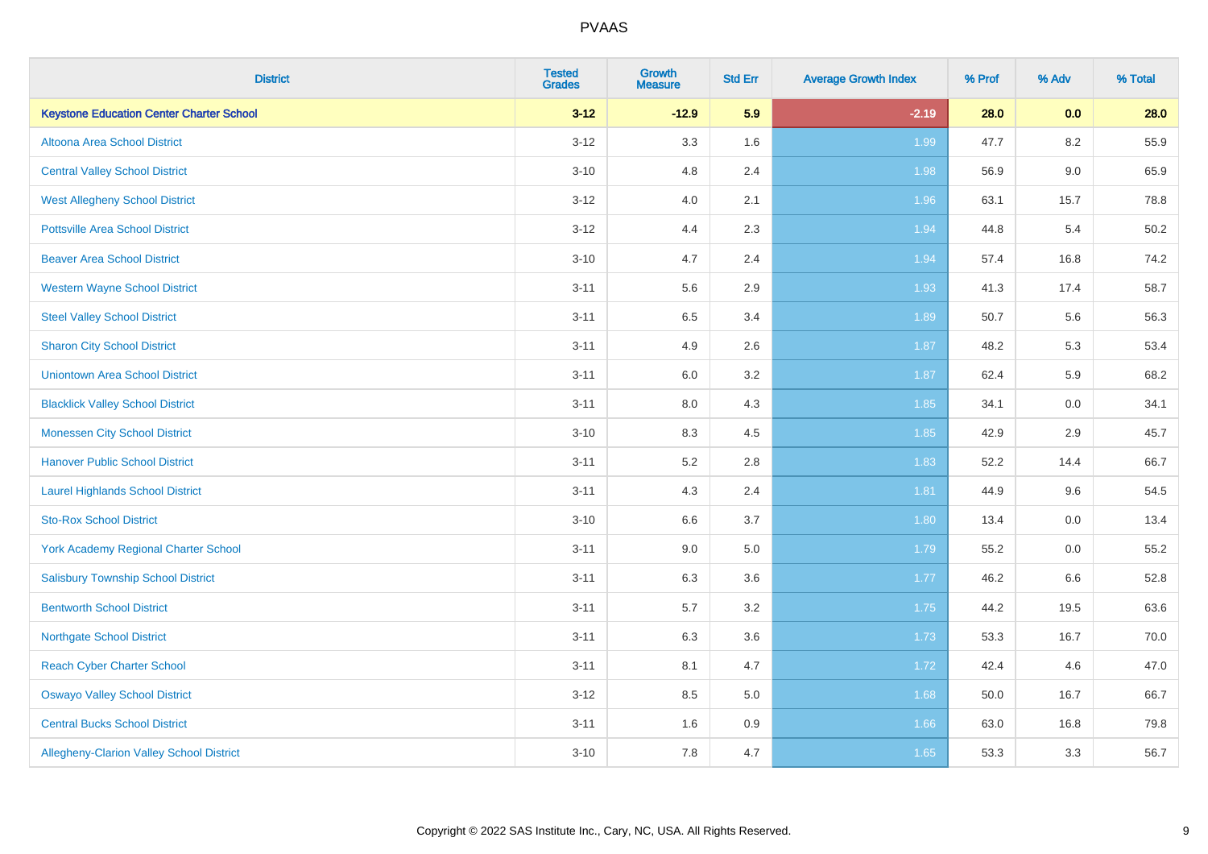# PVAAS

| District | Tested Grades | Growth Measure | Std Err | Average Growth Index | % Prof | % Adv | % Total |
|---|---|---|---|---|---|---|---|
| **Keystone Education Center Charter School** | **3-12** | **-12.9** | **5.9** | **-2.19** | **28.0** | **0.0** | **28.0** |
| Altoona Area School District | 3-12 | 3.3 | 1.6 | 1.99 | 47.7 | 8.2 | 55.9 |
| Central Valley School District | 3-10 | 4.8 | 2.4 | 1.98 | 56.9 | 9.0 | 65.9 |
| West Allegheny School District | 3-12 | 4.0 | 2.1 | 1.96 | 63.1 | 15.7 | 78.8 |
| Pottsville Area School District | 3-12 | 4.4 | 2.3 | 1.94 | 44.8 | 5.4 | 50.2 |
| Beaver Area School District | 3-10 | 4.7 | 2.4 | 1.94 | 57.4 | 16.8 | 74.2 |
| Western Wayne School District | 3-11 | 5.6 | 2.9 | 1.93 | 41.3 | 17.4 | 58.7 |
| Steel Valley School District | 3-11 | 6.5 | 3.4 | 1.89 | 50.7 | 5.6 | 56.3 |
| Sharon City School District | 3-11 | 4.9 | 2.6 | 1.87 | 48.2 | 5.3 | 53.4 |
| Uniontown Area School District | 3-11 | 6.0 | 3.2 | 1.87 | 62.4 | 5.9 | 68.2 |
| Blacklick Valley School District | 3-11 | 8.0 | 4.3 | 1.85 | 34.1 | 0.0 | 34.1 |
| Monessen City School District | 3-10 | 8.3 | 4.5 | 1.85 | 42.9 | 2.9 | 45.7 |
| Hanover Public School District | 3-11 | 5.2 | 2.8 | 1.83 | 52.2 | 14.4 | 66.7 |
| Laurel Highlands School District | 3-11 | 4.3 | 2.4 | 1.81 | 44.9 | 9.6 | 54.5 |
| Sto-Rox School District | 3-10 | 6.6 | 3.7 | 1.80 | 13.4 | 0.0 | 13.4 |
| York Academy Regional Charter School | 3-11 | 9.0 | 5.0 | 1.79 | 55.2 | 0.0 | 55.2 |
| Salisbury Township School District | 3-11 | 6.3 | 3.6 | 1.77 | 46.2 | 6.6 | 52.8 |
| Bentworth School District | 3-11 | 5.7 | 3.2 | 1.75 | 44.2 | 19.5 | 63.6 |
| Northgate School District | 3-11 | 6.3 | 3.6 | 1.73 | 53.3 | 16.7 | 70.0 |
| Reach Cyber Charter School | 3-11 | 8.1 | 4.7 | 1.72 | 42.4 | 4.6 | 47.0 |
| Oswayo Valley School District | 3-12 | 8.5 | 5.0 | 1.68 | 50.0 | 16.7 | 66.7 |
| Central Bucks School District | 3-11 | 1.6 | 0.9 | 1.66 | 63.0 | 16.8 | 79.8 |
| Allegheny-Clarion Valley School District | 3-10 | 7.8 | 4.7 | 1.65 | 53.3 | 3.3 | 56.7 |

Copyright © 2022 SAS Institute Inc., Cary, NC, USA. All Rights Reserved.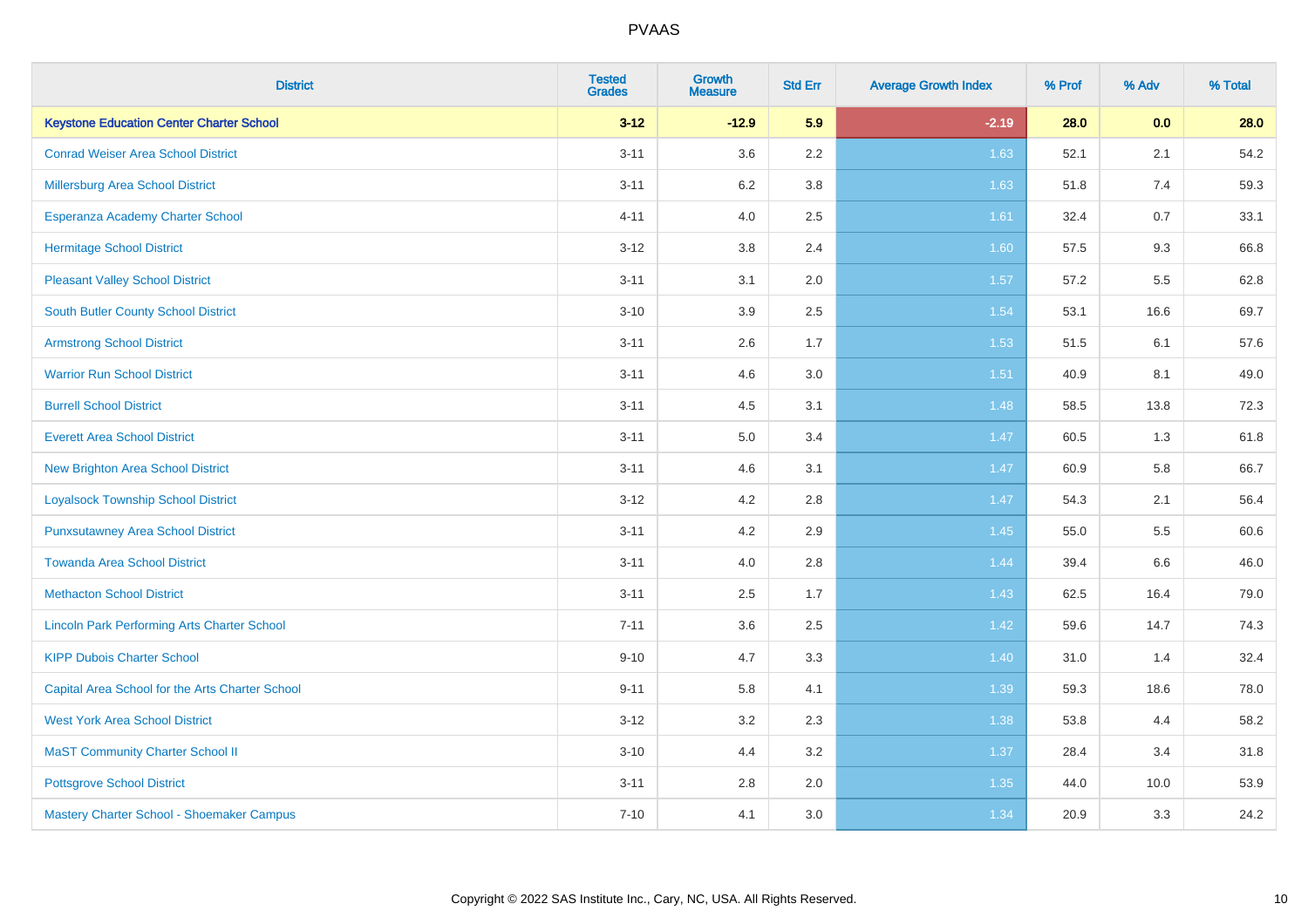| District | Tested Grades | Growth Measure | Std Err | Average Growth Index | % Prof | % Adv | % Total |
|---|---|---|---|---|---|---|---|
| **Keystone Education Center Charter School** | **3-12** | **-12.9** | **5.9** | **-2.19** | **28.0** | **0.0** | **28.0** |
| Conrad Weiser Area School District | 3-11 | 3.6 | 2.2 | 1.63 | 52.1 | 2.1 | 54.2 |
| Millersburg Area School District | 3-11 | 6.2 | 3.8 | 1.63 | 51.8 | 7.4 | 59.3 |
| Esperanza Academy Charter School | 4-11 | 4.0 | 2.5 | 1.61 | 32.4 | 0.7 | 33.1 |
| Hermitage School District | 3-12 | 3.8 | 2.4 | 1.60 | 57.5 | 9.3 | 66.8 |
| Pleasant Valley School District | 3-11 | 3.1 | 2.0 | 1.57 | 57.2 | 5.5 | 62.8 |
| South Butler County School District | 3-10 | 3.9 | 2.5 | 1.54 | 53.1 | 16.6 | 69.7 |
| Armstrong School District | 3-11 | 2.6 | 1.7 | 1.53 | 51.5 | 6.1 | 57.6 |
| Warrior Run School District | 3-11 | 4.6 | 3.0 | 1.51 | 40.9 | 8.1 | 49.0 |
| Burrell School District | 3-11 | 4.5 | 3.1 | 1.48 | 58.5 | 13.8 | 72.3 |
| Everett Area School District | 3-11 | 5.0 | 3.4 | 1.47 | 60.5 | 1.3 | 61.8 |
| New Brighton Area School District | 3-11 | 4.6 | 3.1 | 1.47 | 60.9 | 5.8 | 66.7 |
| Loyalsock Township School District | 3-12 | 4.2 | 2.8 | 1.47 | 54.3 | 2.1 | 56.4 |
| Punxsutawney Area School District | 3-11 | 4.2 | 2.9 | 1.45 | 55.0 | 5.5 | 60.6 |
| Towanda Area School District | 3-11 | 4.0 | 2.8 | 1.44 | 39.4 | 6.6 | 46.0 |
| Methacton School District | 3-11 | 2.5 | 1.7 | 1.43 | 62.5 | 16.4 | 79.0 |
| Lincoln Park Performing Arts Charter School | 7-11 | 3.6 | 2.5 | 1.42 | 59.6 | 14.7 | 74.3 |
| KIPP Dubois Charter School | 9-10 | 4.7 | 3.3 | 1.40 | 31.0 | 1.4 | 32.4 |
| Capital Area School for the Arts Charter School | 9-11 | 5.8 | 4.1 | 1.39 | 59.3 | 18.6 | 78.0 |
| West York Area School District | 3-12 | 3.2 | 2.3 | 1.38 | 53.8 | 4.4 | 58.2 |
| MaST Community Charter School II | 3-10 | 4.4 | 3.2 | 1.37 | 28.4 | 3.4 | 31.8 |
| Pottsgrove School District | 3-11 | 2.8 | 2.0 | 1.35 | 44.0 | 10.0 | 53.9 |
| Mastery Charter School - Shoemaker Campus | 7-10 | 4.1 | 3.0 | 1.34 | 20.9 | 3.3 | 24.2 |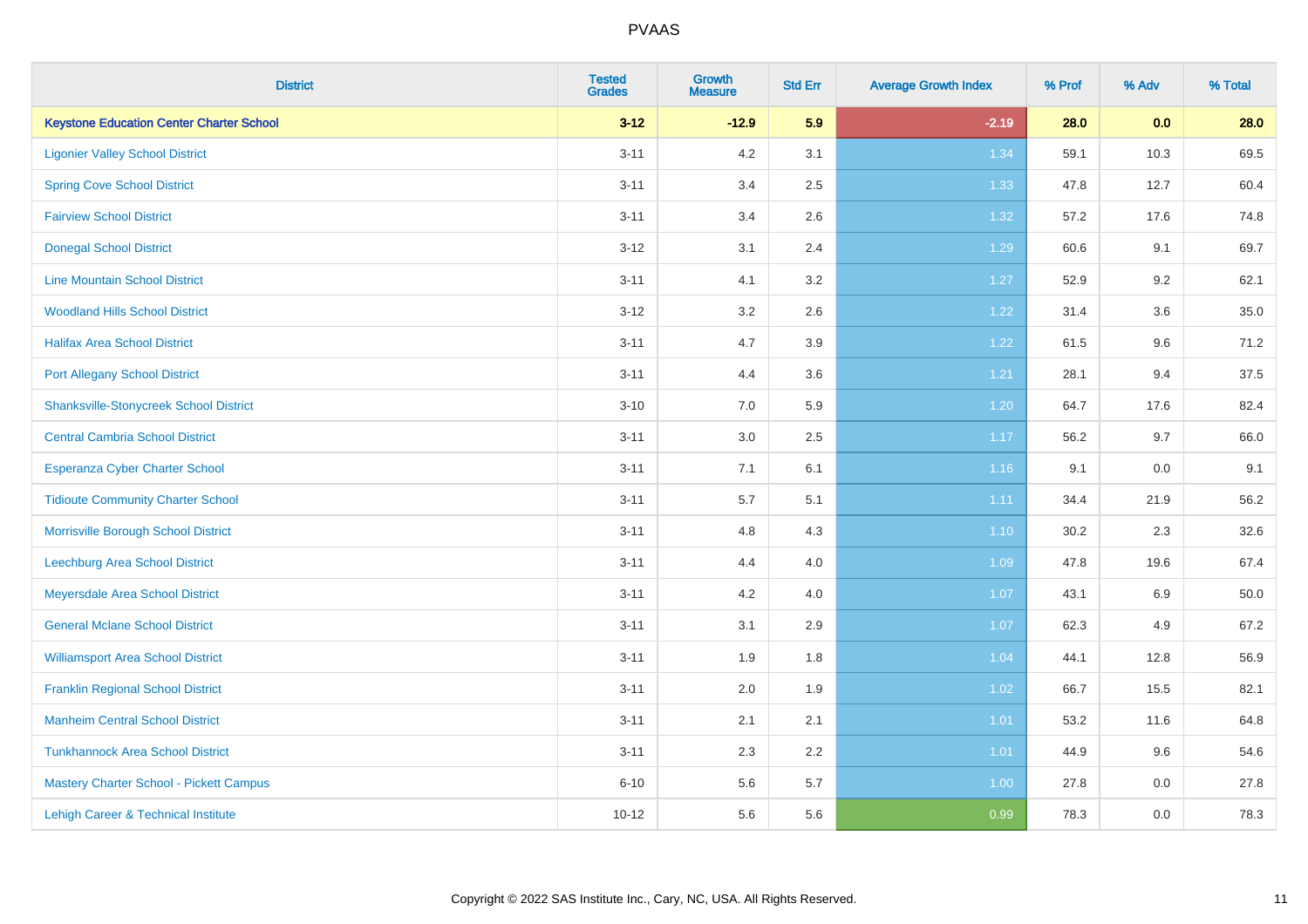# PVAAS

| District | Tested Grades | Growth Measure | Std Err | Average Growth Index | % Prof | % Adv | % Total |
|---|---|---|---|---|---|---|---|
| **Keystone Education Center Charter School** | **3-12** | **-12.9** | **5.9** | **-2.19** | **28.0** | **0.0** | **28.0** |
| Ligonier Valley School District | 3-11 | 4.2 | 3.1 | 1.34 | 59.1 | 10.3 | 69.5 |
| Spring Cove School District | 3-11 | 3.4 | 2.5 | 1.33 | 47.8 | 12.7 | 60.4 |
| Fairview School District | 3-11 | 3.4 | 2.6 | 1.32 | 57.2 | 17.6 | 74.8 |
| Donegal School District | 3-12 | 3.1 | 2.4 | 1.29 | 60.6 | 9.1 | 69.7 |
| Line Mountain School District | 3-11 | 4.1 | 3.2 | 1.27 | 52.9 | 9.2 | 62.1 |
| Woodland Hills School District | 3-12 | 3.2 | 2.6 | 1.22 | 31.4 | 3.6 | 35.0 |
| Halifax Area School District | 3-11 | 4.7 | 3.9 | 1.22 | 61.5 | 9.6 | 71.2 |
| Port Allegany School District | 3-11 | 4.4 | 3.6 | 1.21 | 28.1 | 9.4 | 37.5 |
| Shanksville-Stonycreek School District | 3-10 | 7.0 | 5.9 | 1.20 | 64.7 | 17.6 | 82.4 |
| Central Cambria School District | 3-11 | 3.0 | 2.5 | 1.17 | 56.2 | 9.7 | 66.0 |
| Esperanza Cyber Charter School | 3-11 | 7.1 | 6.1 | 1.16 | 9.1 | 0.0 | 9.1 |
| Tidioute Community Charter School | 3-11 | 5.7 | 5.1 | 1.11 | 34.4 | 21.9 | 56.2 |
| Morrisville Borough School District | 3-11 | 4.8 | 4.3 | 1.10 | 30.2 | 2.3 | 32.6 |
| Leechburg Area School District | 3-11 | 4.4 | 4.0 | 1.09 | 47.8 | 19.6 | 67.4 |
| Meyersdale Area School District | 3-11 | 4.2 | 4.0 | 1.07 | 43.1 | 6.9 | 50.0 |
| General Mclane School District | 3-11 | 3.1 | 2.9 | 1.07 | 62.3 | 4.9 | 67.2 |
| Williamsport Area School District | 3-11 | 1.9 | 1.8 | 1.04 | 44.1 | 12.8 | 56.9 |
| Franklin Regional School District | 3-11 | 2.0 | 1.9 | 1.02 | 66.7 | 15.5 | 82.1 |
| Manheim Central School District | 3-11 | 2.1 | 2.1 | 1.01 | 53.2 | 11.6 | 64.8 |
| Tunkhannock Area School District | 3-11 | 2.3 | 2.2 | 1.01 | 44.9 | 9.6 | 54.6 |
| Mastery Charter School - Pickett Campus | 6-10 | 5.6 | 5.7 | 1.00 | 27.8 | 0.0 | 27.8 |
| Lehigh Career & Technical Institute | 10-12 | 5.6 | 5.6 | 0.99 | 78.3 | 0.0 | 78.3 |

Copyright © 2022 SAS Institute Inc., Cary, NC, USA. All Rights Reserved.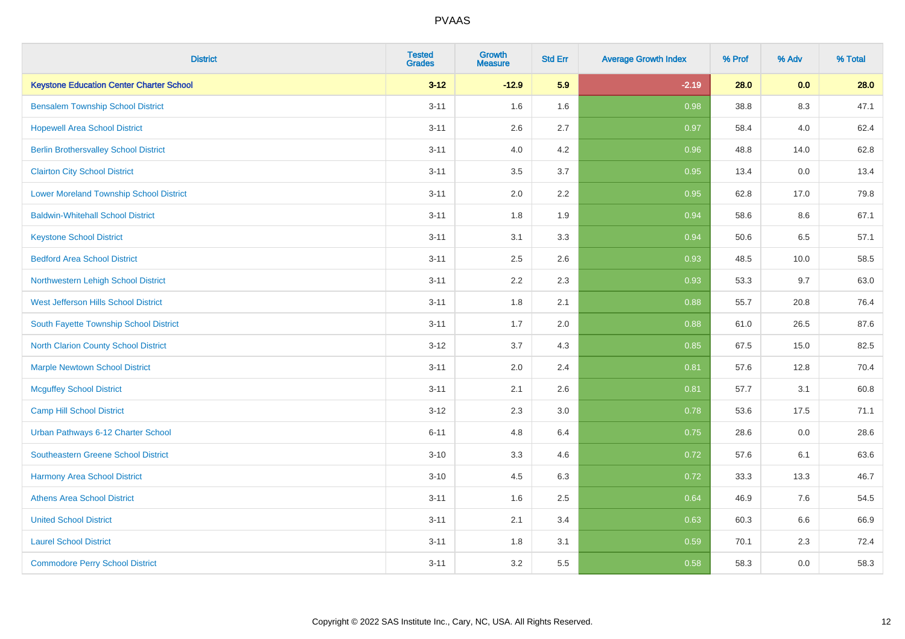# PVAAS

| District | Tested Grades | Growth Measure | Std Err | Average Growth Index | % Prof | % Adv | % Total |
|---|---|---|---|---|---|---|---|
| **Keystone Education Center Charter School** | **3-12** | **-12.9** | **5.9** | **-2.19** | **28.0** | **0.0** | **28.0** |
| Bensalem Township School District | 3-11 | 1.6 | 1.6 | 0.98 | 38.8 | 8.3 | 47.1 |
| Hopewell Area School District | 3-11 | 2.6 | 2.7 | 0.97 | 58.4 | 4.0 | 62.4 |
| Berlin Brothersvalley School District | 3-11 | 4.0 | 4.2 | 0.96 | 48.8 | 14.0 | 62.8 |
| Clairton City School District | 3-11 | 3.5 | 3.7 | 0.95 | 13.4 | 0.0 | 13.4 |
| Lower Moreland Township School District | 3-11 | 2.0 | 2.2 | 0.95 | 62.8 | 17.0 | 79.8 |
| Baldwin-Whitehall School District | 3-11 | 1.8 | 1.9 | 0.94 | 58.6 | 8.6 | 67.1 |
| Keystone School District | 3-11 | 3.1 | 3.3 | 0.94 | 50.6 | 6.5 | 57.1 |
| Bedford Area School District | 3-11 | 2.5 | 2.6 | 0.93 | 48.5 | 10.0 | 58.5 |
| Northwestern Lehigh School District | 3-11 | 2.2 | 2.3 | 0.93 | 53.3 | 9.7 | 63.0 |
| West Jefferson Hills School District | 3-11 | 1.8 | 2.1 | 0.88 | 55.7 | 20.8 | 76.4 |
| South Fayette Township School District | 3-11 | 1.7 | 2.0 | 0.88 | 61.0 | 26.5 | 87.6 |
| North Clarion County School District | 3-12 | 3.7 | 4.3 | 0.85 | 67.5 | 15.0 | 82.5 |
| Marple Newtown School District | 3-11 | 2.0 | 2.4 | 0.81 | 57.6 | 12.8 | 70.4 |
| Mcguffey School District | 3-11 | 2.1 | 2.6 | 0.81 | 57.7 | 3.1 | 60.8 |
| Camp Hill School District | 3-12 | 2.3 | 3.0 | 0.78 | 53.6 | 17.5 | 71.1 |
| Urban Pathways 6-12 Charter School | 6-11 | 4.8 | 6.4 | 0.75 | 28.6 | 0.0 | 28.6 |
| Southeastern Greene School District | 3-10 | 3.3 | 4.6 | 0.72 | 57.6 | 6.1 | 63.6 |
| Harmony Area School District | 3-10 | 4.5 | 6.3 | 0.72 | 33.3 | 13.3 | 46.7 |
| Athens Area School District | 3-11 | 1.6 | 2.5 | 0.64 | 46.9 | 7.6 | 54.5 |
| United School District | 3-11 | 2.1 | 3.4 | 0.63 | 60.3 | 6.6 | 66.9 |
| Laurel School District | 3-11 | 1.8 | 3.1 | 0.59 | 70.1 | 2.3 | 72.4 |
| Commodore Perry School District | 3-11 | 3.2 | 5.5 | 0.58 | 58.3 | 0.0 | 58.3 |

Copyright © 2022 SAS Institute Inc., Cary, NC, USA. All Rights Reserved.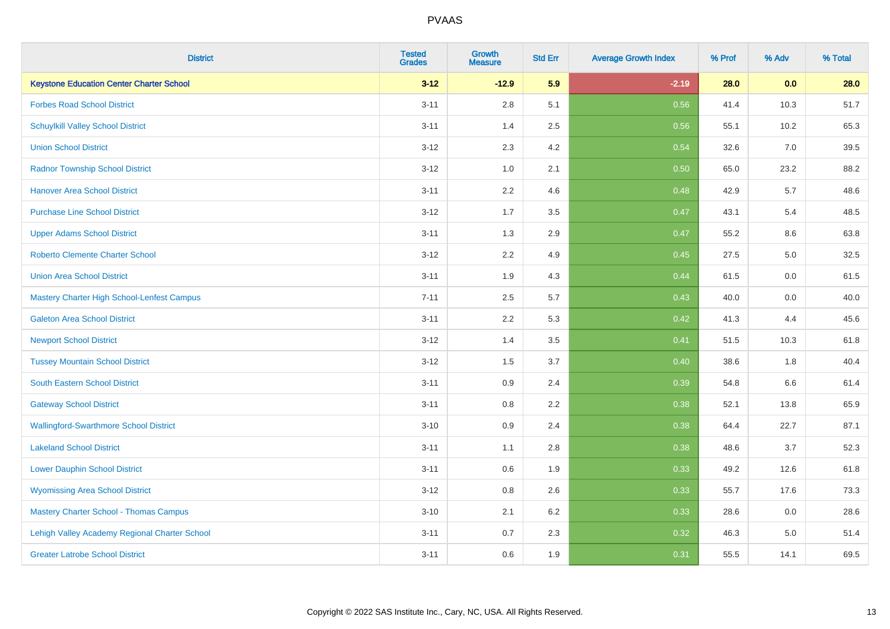| District | Tested Grades | Growth Measure | Std Err | Average Growth Index | % Prof | % Adv | % Total |
|---|---|---|---|---|---|---|---|
| **Keystone Education Center Charter School** | **3-12** | **-12.9** | **5.9** | **-2.19** | **28.0** | **0.0** | **28.0** |
| Forbes Road School District | 3-11 | 2.8 | 5.1 | 0.56 | 41.4 | 10.3 | 51.7 |
| Schuylkill Valley School District | 3-11 | 1.4 | 2.5 | 0.56 | 55.1 | 10.2 | 65.3 |
| Union School District | 3-12 | 2.3 | 4.2 | 0.54 | 32.6 | 7.0 | 39.5 |
| Radnor Township School District | 3-12 | 1.0 | 2.1 | 0.50 | 65.0 | 23.2 | 88.2 |
| Hanover Area School District | 3-11 | 2.2 | 4.6 | 0.48 | 42.9 | 5.7 | 48.6 |
| Purchase Line School District | 3-12 | 1.7 | 3.5 | 0.47 | 43.1 | 5.4 | 48.5 |
| Upper Adams School District | 3-11 | 1.3 | 2.9 | 0.47 | 55.2 | 8.6 | 63.8 |
| Roberto Clemente Charter School | 3-12 | 2.2 | 4.9 | 0.45 | 27.5 | 5.0 | 32.5 |
| Union Area School District | 3-11 | 1.9 | 4.3 | 0.44 | 61.5 | 0.0 | 61.5 |
| Mastery Charter High School-Lenfest Campus | 7-11 | 2.5 | 5.7 | 0.43 | 40.0 | 0.0 | 40.0 |
| Galeton Area School District | 3-11 | 2.2 | 5.3 | 0.42 | 41.3 | 4.4 | 45.6 |
| Newport School District | 3-12 | 1.4 | 3.5 | 0.41 | 51.5 | 10.3 | 61.8 |
| Tussey Mountain School District | 3-12 | 1.5 | 3.7 | 0.40 | 38.6 | 1.8 | 40.4 |
| South Eastern School District | 3-11 | 0.9 | 2.4 | 0.39 | 54.8 | 6.6 | 61.4 |
| Gateway School District | 3-11 | 0.8 | 2.2 | 0.38 | 52.1 | 13.8 | 65.9 |
| Wallingford-Swarthmore School District | 3-10 | 0.9 | 2.4 | 0.38 | 64.4 | 22.7 | 87.1 |
| Lakeland School District | 3-11 | 1.1 | 2.8 | 0.38 | 48.6 | 3.7 | 52.3 |
| Lower Dauphin School District | 3-11 | 0.6 | 1.9 | 0.33 | 49.2 | 12.6 | 61.8 |
| Wyomissing Area School District | 3-12 | 0.8 | 2.6 | 0.33 | 55.7 | 17.6 | 73.3 |
| Mastery Charter School - Thomas Campus | 3-10 | 2.1 | 6.2 | 0.33 | 28.6 | 0.0 | 28.6 |
| Lehigh Valley Academy Regional Charter School | 3-11 | 0.7 | 2.3 | 0.32 | 46.3 | 5.0 | 51.4 |
| Greater Latrobe School District | 3-11 | 0.6 | 1.9 | 0.31 | 55.5 | 14.1 | 69.5 |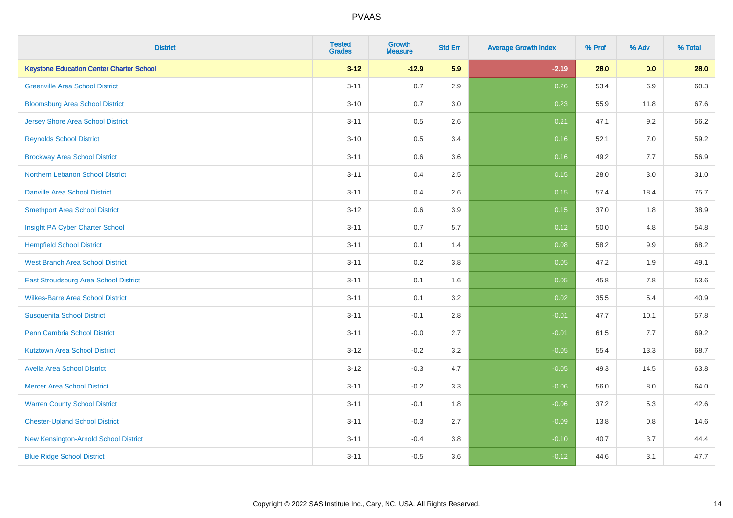# PVAAS

| District | Tested Grades | Growth Measure | Std Err | Average Growth Index | % Prof | % Adv | % Total |
|---|---|---|---|---|---|---|---|
| **Keystone Education Center Charter School** | **3-12** | **-12.9** | **5.9** | **-2.19** | **28.0** | **0.0** | **28.0** |
| Greenville Area School District | 3-11 | 0.7 | 2.9 | 0.26 | 53.4 | 6.9 | 60.3 |
| Bloomsburg Area School District | 3-10 | 0.7 | 3.0 | 0.23 | 55.9 | 11.8 | 67.6 |
| Jersey Shore Area School District | 3-11 | 0.5 | 2.6 | 0.21 | 47.1 | 9.2 | 56.2 |
| Reynolds School District | 3-10 | 0.5 | 3.4 | 0.16 | 52.1 | 7.0 | 59.2 |
| Brockway Area School District | 3-11 | 0.6 | 3.6 | 0.16 | 49.2 | 7.7 | 56.9 |
| Northern Lebanon School District | 3-11 | 0.4 | 2.5 | 0.15 | 28.0 | 3.0 | 31.0 |
| Danville Area School District | 3-11 | 0.4 | 2.6 | 0.15 | 57.4 | 18.4 | 75.7 |
| Smethport Area School District | 3-12 | 0.6 | 3.9 | 0.15 | 37.0 | 1.8 | 38.9 |
| Insight PA Cyber Charter School | 3-11 | 0.7 | 5.7 | 0.12 | 50.0 | 4.8 | 54.8 |
| Hempfield School District | 3-11 | 0.1 | 1.4 | 0.08 | 58.2 | 9.9 | 68.2 |
| West Branch Area School District | 3-11 | 0.2 | 3.8 | 0.05 | 47.2 | 1.9 | 49.1 |
| East Stroudsburg Area School District | 3-11 | 0.1 | 1.6 | 0.05 | 45.8 | 7.8 | 53.6 |
| Wilkes-Barre Area School District | 3-11 | 0.1 | 3.2 | 0.02 | 35.5 | 5.4 | 40.9 |
| Susquenita School District | 3-11 | -0.1 | 2.8 | -0.01 | 47.7 | 10.1 | 57.8 |
| Penn Cambria School District | 3-11 | -0.0 | 2.7 | -0.01 | 61.5 | 7.7 | 69.2 |
| Kutztown Area School District | 3-12 | -0.2 | 3.2 | -0.05 | 55.4 | 13.3 | 68.7 |
| Avella Area School District | 3-12 | -0.3 | 4.7 | -0.05 | 49.3 | 14.5 | 63.8 |
| Mercer Area School District | 3-11 | -0.2 | 3.3 | -0.06 | 56.0 | 8.0 | 64.0 |
| Warren County School District | 3-11 | -0.1 | 1.8 | -0.06 | 37.2 | 5.3 | 42.6 |
| Chester-Upland School District | 3-11 | -0.3 | 2.7 | -0.09 | 13.8 | 0.8 | 14.6 |
| New Kensington-Arnold School District | 3-11 | -0.4 | 3.8 | -0.10 | 40.7 | 3.7 | 44.4 |
| Blue Ridge School District | 3-11 | -0.5 | 3.6 | -0.12 | 44.6 | 3.1 | 47.7 |

Copyright © 2022 SAS Institute Inc., Cary, NC, USA. All Rights Reserved.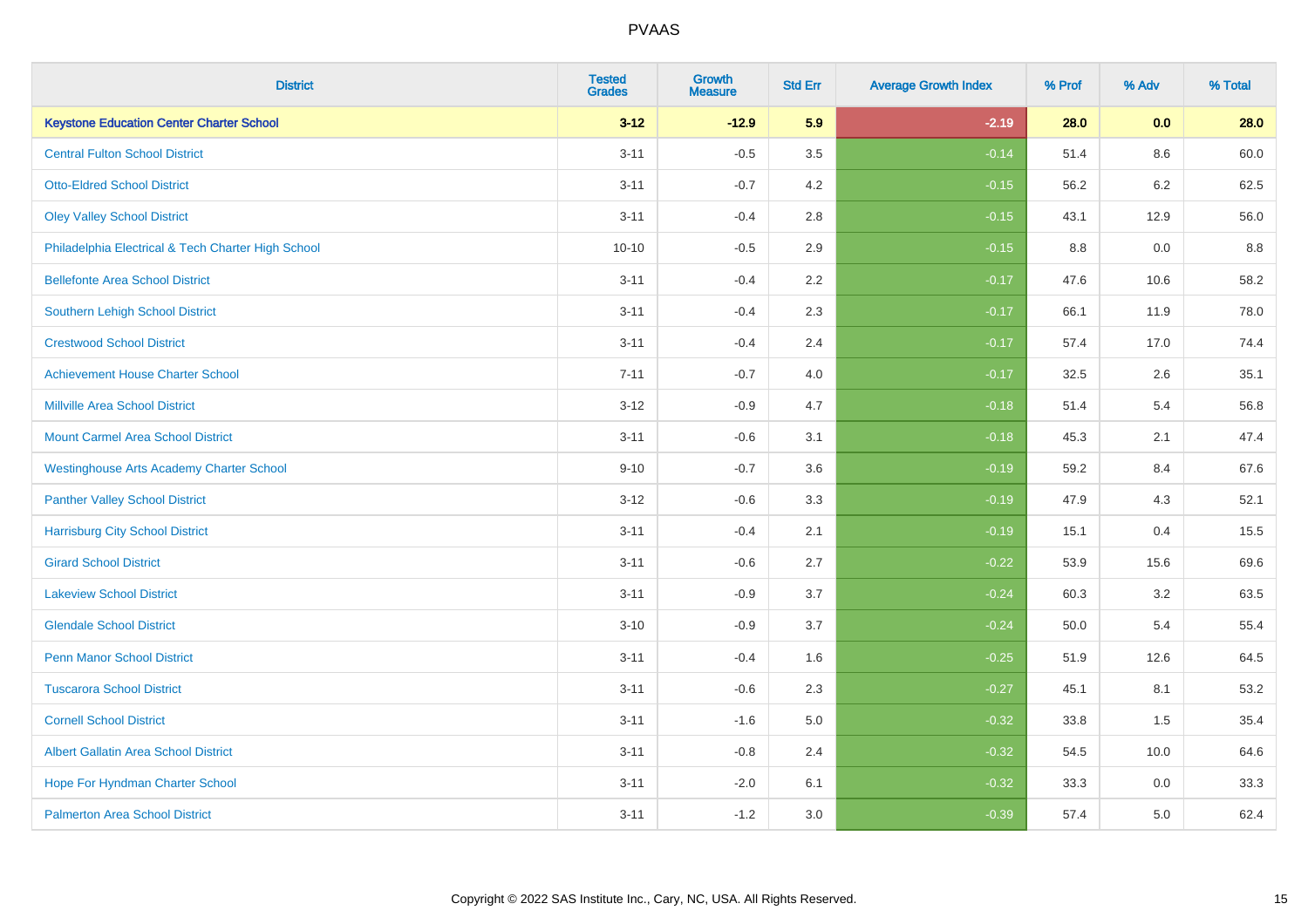# PVAAS

| District | Tested Grades | Growth Measure | Std Err | Average Growth Index | % Prof | % Adv | % Total |
|---|---|---|---|---|---|---|---|
| **Keystone Education Center Charter School** | **3-12** | **-12.9** | **5.9** | **-2.19** | **28.0** | **0.0** | **28.0** |
| Central Fulton School District | 3-11 | -0.5 | 3.5 | -0.14 | 51.4 | 8.6 | 60.0 |
| Otto-Eldred School District | 3-11 | -0.7 | 4.2 | -0.15 | 56.2 | 6.2 | 62.5 |
| Oley Valley School District | 3-11 | -0.4 | 2.8 | -0.15 | 43.1 | 12.9 | 56.0 |
| Philadelphia Electrical & Tech Charter High School | 10-10 | -0.5 | 2.9 | -0.15 | 8.8 | 0.0 | 8.8 |
| Bellefonte Area School District | 3-11 | -0.4 | 2.2 | -0.17 | 47.6 | 10.6 | 58.2 |
| Southern Lehigh School District | 3-11 | -0.4 | 2.3 | -0.17 | 66.1 | 11.9 | 78.0 |
| Crestwood School District | 3-11 | -0.4 | 2.4 | -0.17 | 57.4 | 17.0 | 74.4 |
| Achievement House Charter School | 7-11 | -0.7 | 4.0 | -0.17 | 32.5 | 2.6 | 35.1 |
| Millville Area School District | 3-12 | -0.9 | 4.7 | -0.18 | 51.4 | 5.4 | 56.8 |
| Mount Carmel Area School District | 3-11 | -0.6 | 3.1 | -0.18 | 45.3 | 2.1 | 47.4 |
| Westinghouse Arts Academy Charter School | 9-10 | -0.7 | 3.6 | -0.19 | 59.2 | 8.4 | 67.6 |
| Panther Valley School District | 3-12 | -0.6 | 3.3 | -0.19 | 47.9 | 4.3 | 52.1 |
| Harrisburg City School District | 3-11 | -0.4 | 2.1 | -0.19 | 15.1 | 0.4 | 15.5 |
| Girard School District | 3-11 | -0.6 | 2.7 | -0.22 | 53.9 | 15.6 | 69.6 |
| Lakeview School District | 3-11 | -0.9 | 3.7 | -0.24 | 60.3 | 3.2 | 63.5 |
| Glendale School District | 3-10 | -0.9 | 3.7 | -0.24 | 50.0 | 5.4 | 55.4 |
| Penn Manor School District | 3-11 | -0.4 | 1.6 | -0.25 | 51.9 | 12.6 | 64.5 |
| Tuscarora School District | 3-11 | -0.6 | 2.3 | -0.27 | 45.1 | 8.1 | 53.2 |
| Cornell School District | 3-11 | -1.6 | 5.0 | -0.32 | 33.8 | 1.5 | 35.4 |
| Albert Gallatin Area School District | 3-11 | -0.8 | 2.4 | -0.32 | 54.5 | 10.0 | 64.6 |
| Hope For Hyndman Charter School | 3-11 | -2.0 | 6.1 | -0.32 | 33.3 | 0.0 | 33.3 |
| Palmerton Area School District | 3-11 | -1.2 | 3.0 | -0.39 | 57.4 | 5.0 | 62.4 |

Copyright © 2022 SAS Institute Inc., Cary, NC, USA. All Rights Reserved.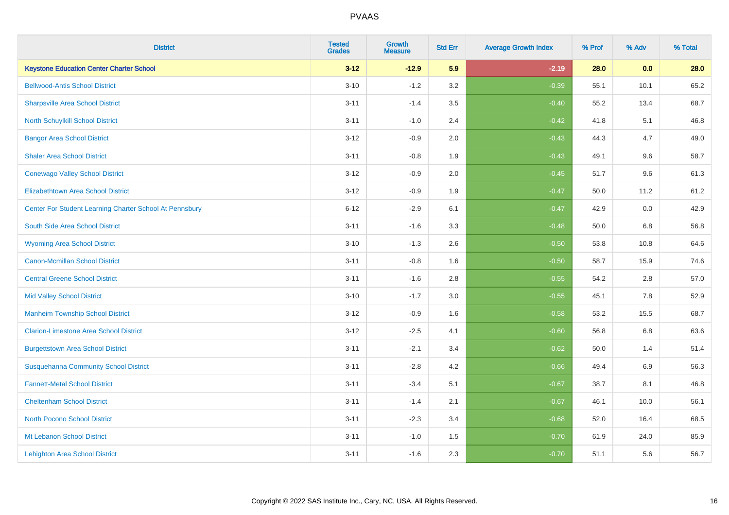# PVAAS

| District | Tested Grades | Growth Measure | Std Err | Average Growth Index | % Prof | % Adv | % Total |
|---|---|---|---|---|---|---|---|
| **Keystone Education Center Charter School** | **3-12** | **-12.9** | **5.9** | **-2.19** | **28.0** | **0.0** | **28.0** |
| Bellwood-Antis School District | 3-10 | -1.2 | 3.2 | -0.39 | 55.1 | 10.1 | 65.2 |
| Sharpsville Area School District | 3-11 | -1.4 | 3.5 | -0.40 | 55.2 | 13.4 | 68.7 |
| North Schuylkill School District | 3-11 | -1.0 | 2.4 | -0.42 | 41.8 | 5.1 | 46.8 |
| Bangor Area School District | 3-12 | -0.9 | 2.0 | -0.43 | 44.3 | 4.7 | 49.0 |
| Shaler Area School District | 3-11 | -0.8 | 1.9 | -0.43 | 49.1 | 9.6 | 58.7 |
| Conewago Valley School District | 3-12 | -0.9 | 2.0 | -0.45 | 51.7 | 9.6 | 61.3 |
| Elizabethtown Area School District | 3-12 | -0.9 | 1.9 | -0.47 | 50.0 | 11.2 | 61.2 |
| Center For Student Learning Charter School At Pennsbury | 6-12 | -2.9 | 6.1 | -0.47 | 42.9 | 0.0 | 42.9 |
| South Side Area School District | 3-11 | -1.6 | 3.3 | -0.48 | 50.0 | 6.8 | 56.8 |
| Wyoming Area School District | 3-10 | -1.3 | 2.6 | -0.50 | 53.8 | 10.8 | 64.6 |
| Canon-Mcmillan School District | 3-11 | -0.8 | 1.6 | -0.50 | 58.7 | 15.9 | 74.6 |
| Central Greene School District | 3-11 | -1.6 | 2.8 | -0.55 | 54.2 | 2.8 | 57.0 |
| Mid Valley School District | 3-10 | -1.7 | 3.0 | -0.55 | 45.1 | 7.8 | 52.9 |
| Manheim Township School District | 3-12 | -0.9 | 1.6 | -0.58 | 53.2 | 15.5 | 68.7 |
| Clarion-Limestone Area School District | 3-12 | -2.5 | 4.1 | -0.60 | 56.8 | 6.8 | 63.6 |
| Burgettstown Area School District | 3-11 | -2.1 | 3.4 | -0.62 | 50.0 | 1.4 | 51.4 |
| Susquehanna Community School District | 3-11 | -2.8 | 4.2 | -0.66 | 49.4 | 6.9 | 56.3 |
| Fannett-Metal School District | 3-11 | -3.4 | 5.1 | -0.67 | 38.7 | 8.1 | 46.8 |
| Cheltenham School District | 3-11 | -1.4 | 2.1 | -0.67 | 46.1 | 10.0 | 56.1 |
| North Pocono School District | 3-11 | -2.3 | 3.4 | -0.68 | 52.0 | 16.4 | 68.5 |
| Mt Lebanon School District | 3-11 | -1.0 | 1.5 | -0.70 | 61.9 | 24.0 | 85.9 |
| Lehighton Area School District | 3-11 | -1.6 | 2.3 | -0.70 | 51.1 | 5.6 | 56.7 |

Copyright © 2022 SAS Institute Inc., Cary, NC, USA. All Rights Reserved.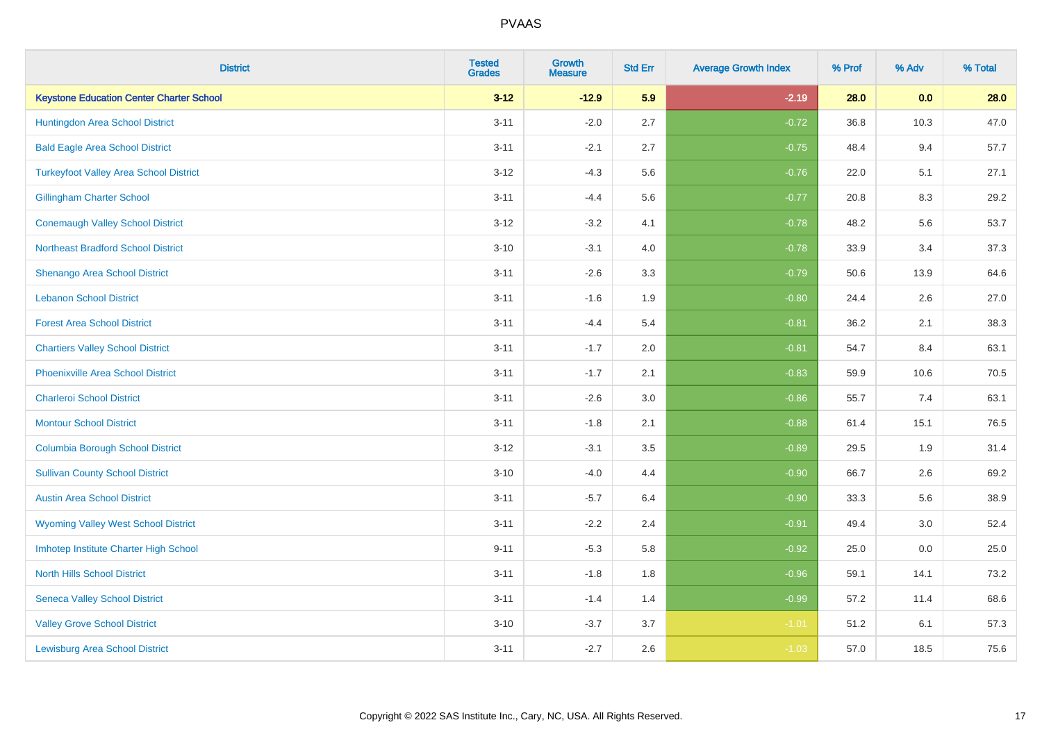# PVAAS

| District | Tested Grades | Growth Measure | Std Err | Average Growth Index | % Prof | % Adv | % Total |
|---|---|---|---|---|---|---|---|
| **Keystone Education Center Charter School** | **3-12** | **-12.9** | **5.9** | **-2.19** | **28.0** | **0.0** | **28.0** |
| Huntingdon Area School District | 3-11 | -2.0 | 2.7 | -0.72 | 36.8 | 10.3 | 47.0 |
| Bald Eagle Area School District | 3-11 | -2.1 | 2.7 | -0.75 | 48.4 | 9.4 | 57.7 |
| Turkeyfoot Valley Area School District | 3-12 | -4.3 | 5.6 | -0.76 | 22.0 | 5.1 | 27.1 |
| Gillingham Charter School | 3-11 | -4.4 | 5.6 | -0.77 | 20.8 | 8.3 | 29.2 |
| Conemaugh Valley School District | 3-12 | -3.2 | 4.1 | -0.78 | 48.2 | 5.6 | 53.7 |
| Northeast Bradford School District | 3-10 | -3.1 | 4.0 | -0.78 | 33.9 | 3.4 | 37.3 |
| Shenango Area School District | 3-11 | -2.6 | 3.3 | -0.79 | 50.6 | 13.9 | 64.6 |
| Lebanon School District | 3-11 | -1.6 | 1.9 | -0.80 | 24.4 | 2.6 | 27.0 |
| Forest Area School District | 3-11 | -4.4 | 5.4 | -0.81 | 36.2 | 2.1 | 38.3 |
| Chartiers Valley School District | 3-11 | -1.7 | 2.0 | -0.81 | 54.7 | 8.4 | 63.1 |
| Phoenixville Area School District | 3-11 | -1.7 | 2.1 | -0.83 | 59.9 | 10.6 | 70.5 |
| Charleroi School District | 3-11 | -2.6 | 3.0 | -0.86 | 55.7 | 7.4 | 63.1 |
| Montour School District | 3-11 | -1.8 | 2.1 | -0.88 | 61.4 | 15.1 | 76.5 |
| Columbia Borough School District | 3-12 | -3.1 | 3.5 | -0.89 | 29.5 | 1.9 | 31.4 |
| Sullivan County School District | 3-10 | -4.0 | 4.4 | -0.90 | 66.7 | 2.6 | 69.2 |
| Austin Area School District | 3-11 | -5.7 | 6.4 | -0.90 | 33.3 | 5.6 | 38.9 |
| Wyoming Valley West School District | 3-11 | -2.2 | 2.4 | -0.91 | 49.4 | 3.0 | 52.4 |
| Imhotep Institute Charter High School | 9-11 | -5.3 | 5.8 | -0.92 | 25.0 | 0.0 | 25.0 |
| North Hills School District | 3-11 | -1.8 | 1.8 | -0.96 | 59.1 | 14.1 | 73.2 |
| Seneca Valley School District | 3-11 | -1.4 | 1.4 | -0.99 | 57.2 | 11.4 | 68.6 |
| Valley Grove School District | 3-10 | -3.7 | 3.7 | -1.01 | 51.2 | 6.1 | 57.3 |
| Lewisburg Area School District | 3-11 | -2.7 | 2.6 | -1.03 | 57.0 | 18.5 | 75.6 |

Copyright © 2022 SAS Institute Inc., Cary, NC, USA. All Rights Reserved.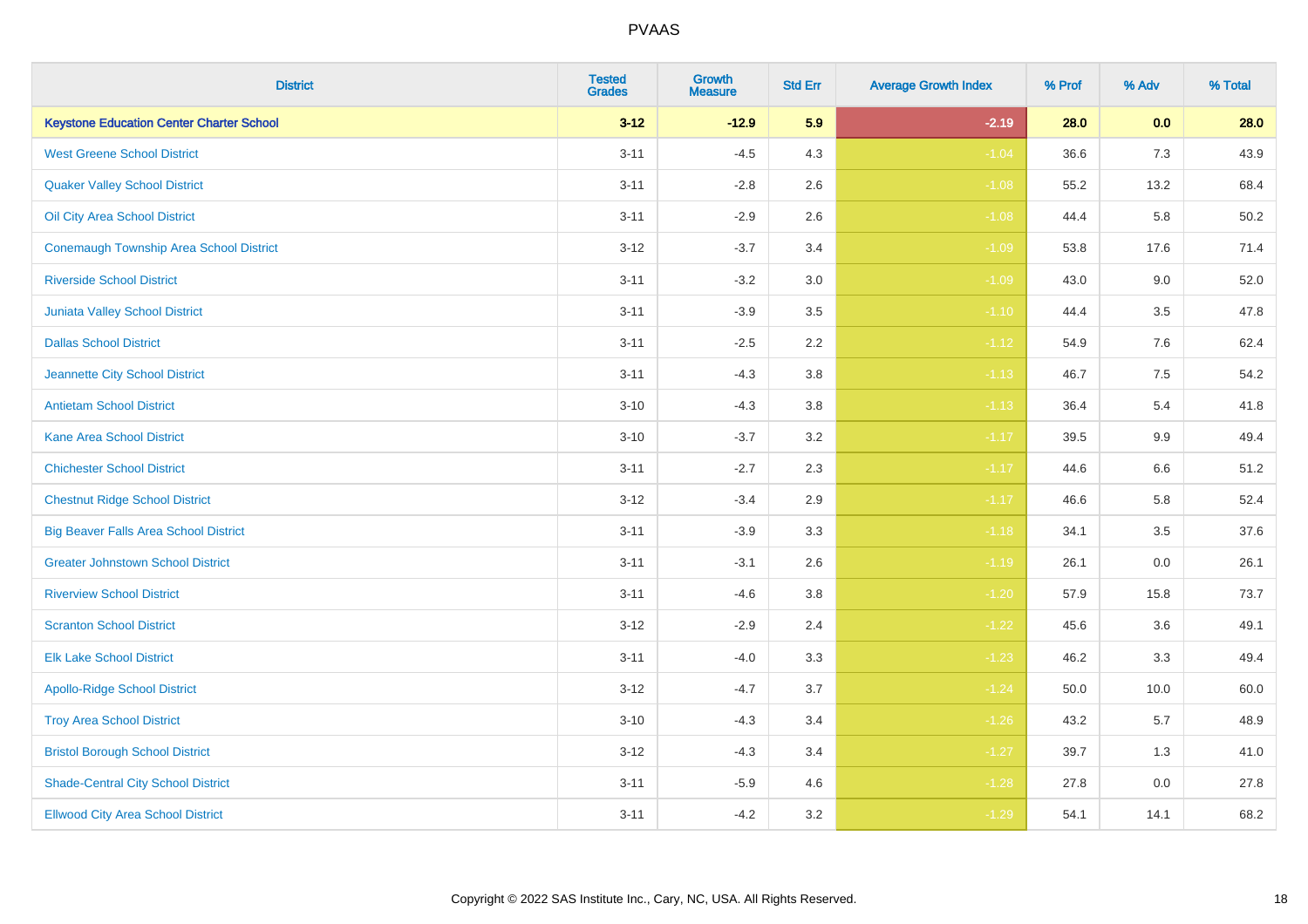| District | Tested Grades | Growth Measure | Std Err | Average Growth Index | % Prof | % Adv | % Total |
|---|---|---|---|---|---|---|---|
| **Keystone Education Center Charter School** | **3-12** | **-12.9** | **5.9** | **-2.19** | **28.0** | **0.0** | **28.0** |
| West Greene School District | 3-11 | -4.5 | 4.3 | -1.04 | 36.6 | 7.3 | 43.9 |
| Quaker Valley School District | 3-11 | -2.8 | 2.6 | -1.08 | 55.2 | 13.2 | 68.4 |
| Oil City Area School District | 3-11 | -2.9 | 2.6 | -1.08 | 44.4 | 5.8 | 50.2 |
| Conemaugh Township Area School District | 3-12 | -3.7 | 3.4 | -1.09 | 53.8 | 17.6 | 71.4 |
| Riverside School District | 3-11 | -3.2 | 3.0 | -1.09 | 43.0 | 9.0 | 52.0 |
| Juniata Valley School District | 3-11 | -3.9 | 3.5 | -1.10 | 44.4 | 3.5 | 47.8 |
| Dallas School District | 3-11 | -2.5 | 2.2 | -1.12 | 54.9 | 7.6 | 62.4 |
| Jeannette City School District | 3-11 | -4.3 | 3.8 | -1.13 | 46.7 | 7.5 | 54.2 |
| Antietam School District | 3-10 | -4.3 | 3.8 | -1.13 | 36.4 | 5.4 | 41.8 |
| Kane Area School District | 3-10 | -3.7 | 3.2 | -1.17 | 39.5 | 9.9 | 49.4 |
| Chichester School District | 3-11 | -2.7 | 2.3 | -1.17 | 44.6 | 6.6 | 51.2 |
| Chestnut Ridge School District | 3-12 | -3.4 | 2.9 | -1.17 | 46.6 | 5.8 | 52.4 |
| Big Beaver Falls Area School District | 3-11 | -3.9 | 3.3 | -1.18 | 34.1 | 3.5 | 37.6 |
| Greater Johnstown School District | 3-11 | -3.1 | 2.6 | -1.19 | 26.1 | 0.0 | 26.1 |
| Riverview School District | 3-11 | -4.6 | 3.8 | -1.20 | 57.9 | 15.8 | 73.7 |
| Scranton School District | 3-12 | -2.9 | 2.4 | -1.22 | 45.6 | 3.6 | 49.1 |
| Elk Lake School District | 3-11 | -4.0 | 3.3 | -1.23 | 46.2 | 3.3 | 49.4 |
| Apollo-Ridge School District | 3-12 | -4.7 | 3.7 | -1.24 | 50.0 | 10.0 | 60.0 |
| Troy Area School District | 3-10 | -4.3 | 3.4 | -1.26 | 43.2 | 5.7 | 48.9 |
| Bristol Borough School District | 3-12 | -4.3 | 3.4 | -1.27 | 39.7 | 1.3 | 41.0 |
| Shade-Central City School District | 3-11 | -5.9 | 4.6 | -1.28 | 27.8 | 0.0 | 27.8 |
| Ellwood City Area School District | 3-11 | -4.2 | 3.2 | -1.29 | 54.1 | 14.1 | 68.2 |

Copyright © 2022 SAS Institute Inc., Cary, NC, USA. All Rights Reserved.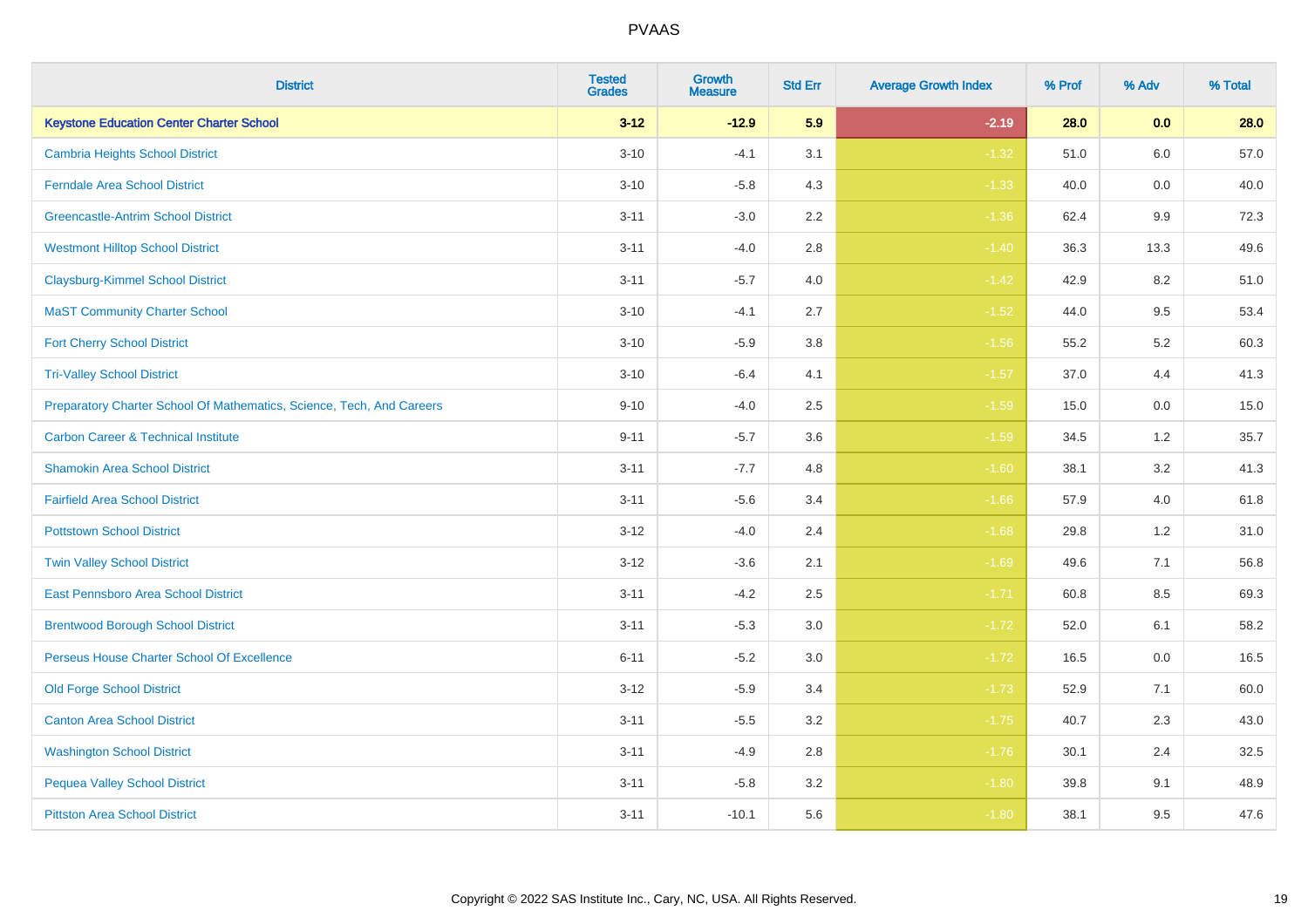PVAAS

| District | Tested Grades | Growth Measure | Std Err | Average Growth Index | % Prof | % Adv | % Total |
|---|---|---|---|---|---|---|---|
| **Keystone Education Center Charter School** | **3-12** | **-12.9** | **5.9** | **-2.19** | **28.0** | **0.0** | **28.0** |
| Cambria Heights School District | 3-10 | -4.1 | 3.1 | -1.32 | 51.0 | 6.0 | 57.0 |
| Ferndale Area School District | 3-10 | -5.8 | 4.3 | -1.33 | 40.0 | 0.0 | 40.0 |
| Greencastle-Antrim School District | 3-11 | -3.0 | 2.2 | -1.36 | 62.4 | 9.9 | 72.3 |
| Westmont Hilltop School District | 3-11 | -4.0 | 2.8 | -1.40 | 36.3 | 13.3 | 49.6 |
| Claysburg-Kimmel School District | 3-11 | -5.7 | 4.0 | -1.42 | 42.9 | 8.2 | 51.0 |
| MaST Community Charter School | 3-10 | -4.1 | 2.7 | -1.52 | 44.0 | 9.5 | 53.4 |
| Fort Cherry School District | 3-10 | -5.9 | 3.8 | -1.56 | 55.2 | 5.2 | 60.3 |
| Tri-Valley School District | 3-10 | -6.4 | 4.1 | -1.57 | 37.0 | 4.4 | 41.3 |
| Preparatory Charter School Of Mathematics, Science, Tech, And Careers | 9-10 | -4.0 | 2.5 | -1.59 | 15.0 | 0.0 | 15.0 |
| Carbon Career & Technical Institute | 9-11 | -5.7 | 3.6 | -1.59 | 34.5 | 1.2 | 35.7 |
| Shamokin Area School District | 3-11 | -7.7 | 4.8 | -1.60 | 38.1 | 3.2 | 41.3 |
| Fairfield Area School District | 3-11 | -5.6 | 3.4 | -1.66 | 57.9 | 4.0 | 61.8 |
| Pottstown School District | 3-12 | -4.0 | 2.4 | -1.68 | 29.8 | 1.2 | 31.0 |
| Twin Valley School District | 3-12 | -3.6 | 2.1 | -1.69 | 49.6 | 7.1 | 56.8 |
| East Pennsboro Area School District | 3-11 | -4.2 | 2.5 | -1.71 | 60.8 | 8.5 | 69.3 |
| Brentwood Borough School District | 3-11 | -5.3 | 3.0 | -1.72 | 52.0 | 6.1 | 58.2 |
| Perseus House Charter School Of Excellence | 6-11 | -5.2 | 3.0 | -1.72 | 16.5 | 0.0 | 16.5 |
| Old Forge School District | 3-12 | -5.9 | 3.4 | -1.73 | 52.9 | 7.1 | 60.0 |
| Canton Area School District | 3-11 | -5.5 | 3.2 | -1.75 | 40.7 | 2.3 | 43.0 |
| Washington School District | 3-11 | -4.9 | 2.8 | -1.76 | 30.1 | 2.4 | 32.5 |
| Pequea Valley School District | 3-11 | -5.8 | 3.2 | -1.80 | 39.8 | 9.1 | 48.9 |
| Pittston Area School District | 3-11 | -10.1 | 5.6 | -1.80 | 38.1 | 9.5 | 47.6 |

Copyright © 2022 SAS Institute Inc., Cary, NC, USA. All Rights Reserved.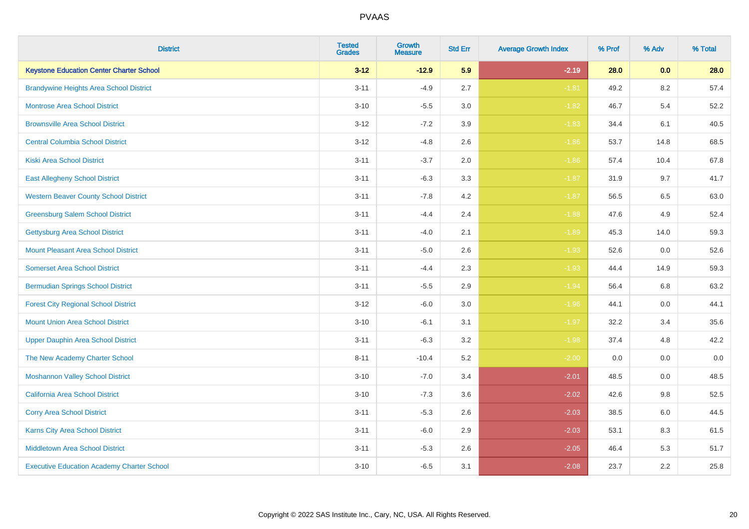| District | Tested Grades | Growth Measure | Std Err | Average Growth Index | % Prof | % Adv | % Total |
|---|---|---|---|---|---|---|---|
| **Keystone Education Center Charter School** | **3-12** | **-12.9** | **5.9** | **-2.19** | **28.0** | **0.0** | **28.0** |
| Brandywine Heights Area School District | 3-11 | -4.9 | 2.7 | -1.81 | 49.2 | 8.2 | 57.4 |
| Montrose Area School District | 3-10 | -5.5 | 3.0 | -1.82 | 46.7 | 5.4 | 52.2 |
| Brownsville Area School District | 3-12 | -7.2 | 3.9 | -1.83 | 34.4 | 6.1 | 40.5 |
| Central Columbia School District | 3-12 | -4.8 | 2.6 | -1.86 | 53.7 | 14.8 | 68.5 |
| Kiski Area School District | 3-11 | -3.7 | 2.0 | -1.86 | 57.4 | 10.4 | 67.8 |
| East Allegheny School District | 3-11 | -6.3 | 3.3 | -1.87 | 31.9 | 9.7 | 41.7 |
| Western Beaver County School District | 3-11 | -7.8 | 4.2 | -1.87 | 56.5 | 6.5 | 63.0 |
| Greensburg Salem School District | 3-11 | -4.4 | 2.4 | -1.88 | 47.6 | 4.9 | 52.4 |
| Gettysburg Area School District | 3-11 | -4.0 | 2.1 | -1.89 | 45.3 | 14.0 | 59.3 |
| Mount Pleasant Area School District | 3-11 | -5.0 | 2.6 | -1.93 | 52.6 | 0.0 | 52.6 |
| Somerset Area School District | 3-11 | -4.4 | 2.3 | -1.93 | 44.4 | 14.9 | 59.3 |
| Bermudian Springs School District | 3-11 | -5.5 | 2.9 | -1.94 | 56.4 | 6.8 | 63.2 |
| Forest City Regional School District | 3-12 | -6.0 | 3.0 | -1.96 | 44.1 | 0.0 | 44.1 |
| Mount Union Area School District | 3-10 | -6.1 | 3.1 | -1.97 | 32.2 | 3.4 | 35.6 |
| Upper Dauphin Area School District | 3-11 | -6.3 | 3.2 | -1.98 | 37.4 | 4.8 | 42.2 |
| The New Academy Charter School | 8-11 | -10.4 | 5.2 | -2.00 | 0.0 | 0.0 | 0.0 |
| Moshannon Valley School District | 3-10 | -7.0 | 3.4 | -2.01 | 48.5 | 0.0 | 48.5 |
| California Area School District | 3-10 | -7.3 | 3.6 | -2.02 | 42.6 | 9.8 | 52.5 |
| Corry Area School District | 3-11 | -5.3 | 2.6 | -2.03 | 38.5 | 6.0 | 44.5 |
| Karns City Area School District | 3-11 | -6.0 | 2.9 | -2.03 | 53.1 | 8.3 | 61.5 |
| Middletown Area School District | 3-11 | -5.3 | 2.6 | -2.05 | 46.4 | 5.3 | 51.7 |
| Executive Education Academy Charter School | 3-10 | -6.5 | 3.1 | -2.08 | 23.7 | 2.2 | 25.8 |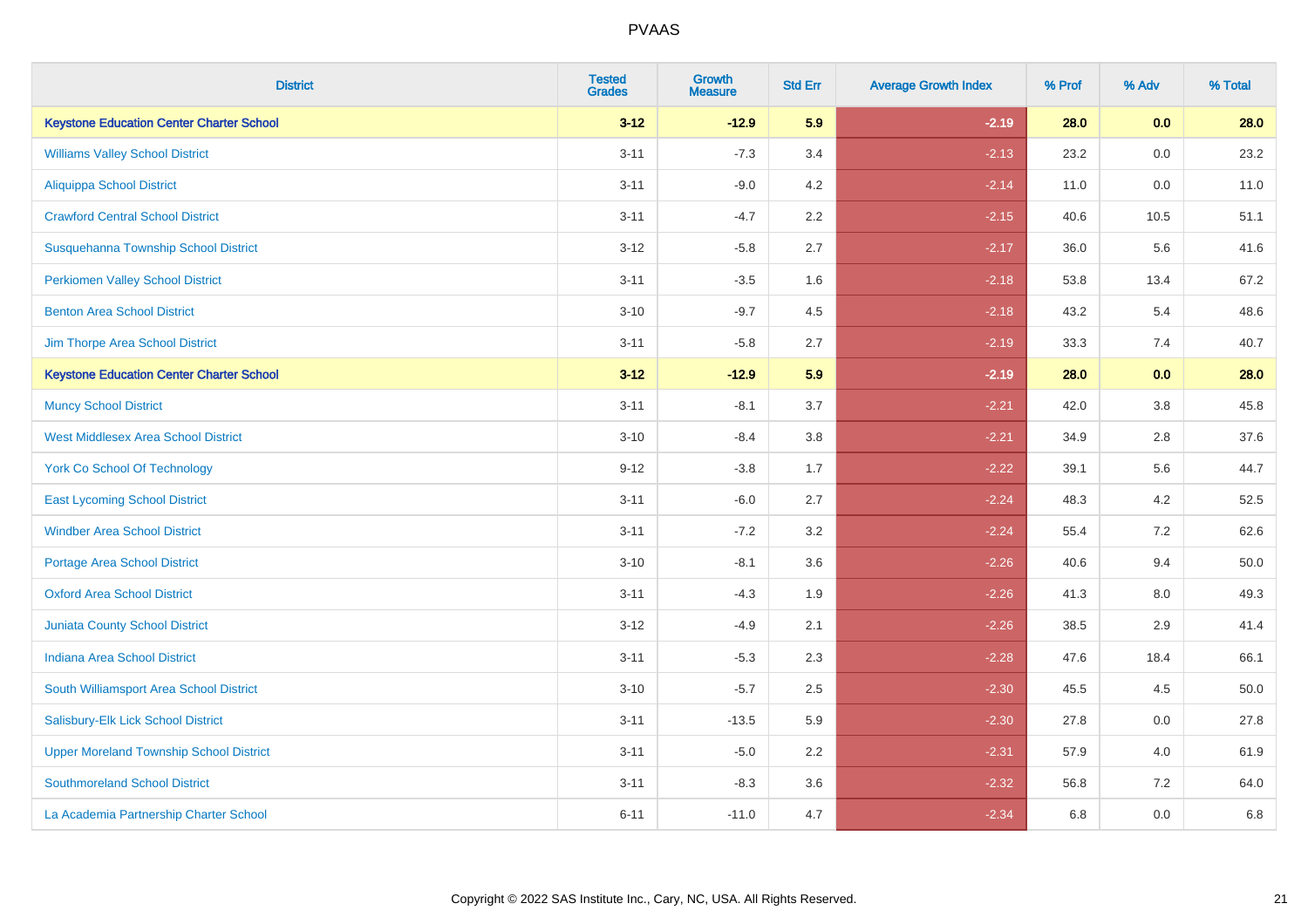| District | Tested Grades | Growth Measure | Std Err | Average Growth Index | % Prof | % Adv | % Total |
|---|---|---|---|---|---|---|---|
| **Keystone Education Center Charter School** | **3-12** | **-12.9** | **5.9** | **-2.19** | **28.0** | **0.0** | **28.0** |
| Williams Valley School District | 3-11 | -7.3 | 3.4 | -2.13 | 23.2 | 0.0 | 23.2 |
| Aliquippa School District | 3-11 | -9.0 | 4.2 | -2.14 | 11.0 | 0.0 | 11.0 |
| Crawford Central School District | 3-11 | -4.7 | 2.2 | -2.15 | 40.6 | 10.5 | 51.1 |
| Susquehanna Township School District | 3-12 | -5.8 | 2.7 | -2.17 | 36.0 | 5.6 | 41.6 |
| Perkiomen Valley School District | 3-11 | -3.5 | 1.6 | -2.18 | 53.8 | 13.4 | 67.2 |
| Benton Area School District | 3-10 | -9.7 | 4.5 | -2.18 | 43.2 | 5.4 | 48.6 |
| Jim Thorpe Area School District | 3-11 | -5.8 | 2.7 | -2.19 | 33.3 | 7.4 | 40.7 |
| **Keystone Education Center Charter School** | **3-12** | **-12.9** | **5.9** | **-2.19** | **28.0** | **0.0** | **28.0** |
| Muncy School District | 3-11 | -8.1 | 3.7 | -2.21 | 42.0 | 3.8 | 45.8 |
| West Middlesex Area School District | 3-10 | -8.4 | 3.8 | -2.21 | 34.9 | 2.8 | 37.6 |
| York Co School Of Technology | 9-12 | -3.8 | 1.7 | -2.22 | 39.1 | 5.6 | 44.7 |
| East Lycoming School District | 3-11 | -6.0 | 2.7 | -2.24 | 48.3 | 4.2 | 52.5 |
| Windber Area School District | 3-11 | -7.2 | 3.2 | -2.24 | 55.4 | 7.2 | 62.6 |
| Portage Area School District | 3-10 | -8.1 | 3.6 | -2.26 | 40.6 | 9.4 | 50.0 |
| Oxford Area School District | 3-11 | -4.3 | 1.9 | -2.26 | 41.3 | 8.0 | 49.3 |
| Juniata County School District | 3-12 | -4.9 | 2.1 | -2.26 | 38.5 | 2.9 | 41.4 |
| Indiana Area School District | 3-11 | -5.3 | 2.3 | -2.28 | 47.6 | 18.4 | 66.1 |
| South Williamsport Area School District | 3-10 | -5.7 | 2.5 | -2.30 | 45.5 | 4.5 | 50.0 |
| Salisbury-Elk Lick School District | 3-11 | -13.5 | 5.9 | -2.30 | 27.8 | 0.0 | 27.8 |
| Upper Moreland Township School District | 3-11 | -5.0 | 2.2 | -2.31 | 57.9 | 4.0 | 61.9 |
| Southmoreland School District | 3-11 | -8.3 | 3.6 | -2.32 | 56.8 | 7.2 | 64.0 |
| La Academia Partnership Charter School | 6-11 | -11.0 | 4.7 | -2.34 | 6.8 | 0.0 | 6.8 |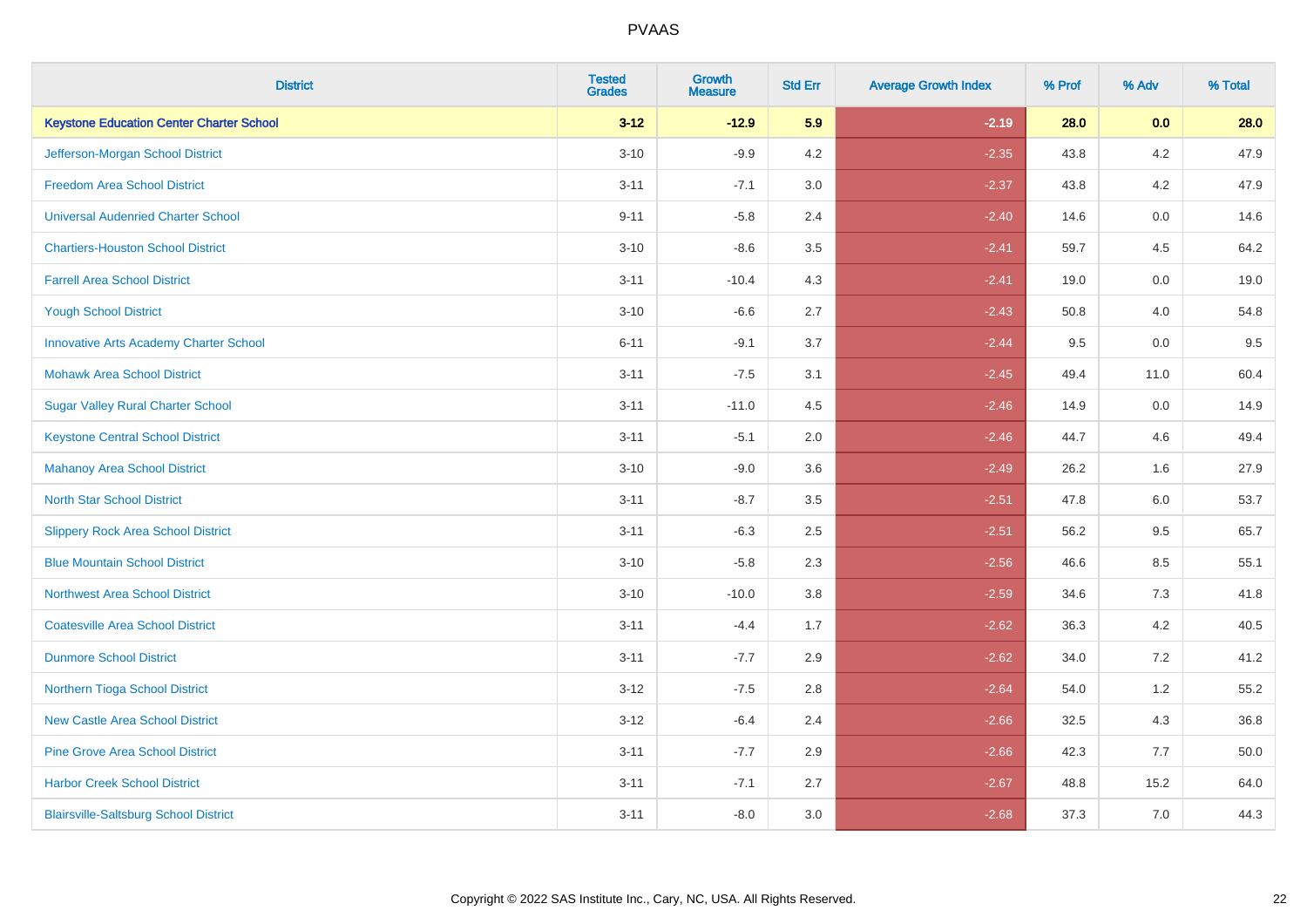# PVAAS

| District | Tested Grades | Growth Measure | Std Err | Average Growth Index | % Prof | % Adv | % Total |
|---|---|---|---|---|---|---|---|
| **Keystone Education Center Charter School** | **3-12** | **-12.9** | **5.9** | **-2.19** | **28.0** | **0.0** | **28.0** |
| Jefferson-Morgan School District | 3-10 | -9.9 | 4.2 | -2.35 | 43.8 | 4.2 | 47.9 |
| Freedom Area School District | 3-11 | -7.1 | 3.0 | -2.37 | 43.8 | 4.2 | 47.9 |
| Universal Audenried Charter School | 9-11 | -5.8 | 2.4 | -2.40 | 14.6 | 0.0 | 14.6 |
| Chartiers-Houston School District | 3-10 | -8.6 | 3.5 | -2.41 | 59.7 | 4.5 | 64.2 |
| Farrell Area School District | 3-11 | -10.4 | 4.3 | -2.41 | 19.0 | 0.0 | 19.0 |
| Yough School District | 3-10 | -6.6 | 2.7 | -2.43 | 50.8 | 4.0 | 54.8 |
| Innovative Arts Academy Charter School | 6-11 | -9.1 | 3.7 | -2.44 | 9.5 | 0.0 | 9.5 |
| Mohawk Area School District | 3-11 | -7.5 | 3.1 | -2.45 | 49.4 | 11.0 | 60.4 |
| Sugar Valley Rural Charter School | 3-11 | -11.0 | 4.5 | -2.46 | 14.9 | 0.0 | 14.9 |
| Keystone Central School District | 3-11 | -5.1 | 2.0 | -2.46 | 44.7 | 4.6 | 49.4 |
| Mahanoy Area School District | 3-10 | -9.0 | 3.6 | -2.49 | 26.2 | 1.6 | 27.9 |
| North Star School District | 3-11 | -8.7 | 3.5 | -2.51 | 47.8 | 6.0 | 53.7 |
| Slippery Rock Area School District | 3-11 | -6.3 | 2.5 | -2.51 | 56.2 | 9.5 | 65.7 |
| Blue Mountain School District | 3-10 | -5.8 | 2.3 | -2.56 | 46.6 | 8.5 | 55.1 |
| Northwest Area School District | 3-10 | -10.0 | 3.8 | -2.59 | 34.6 | 7.3 | 41.8 |
| Coatesville Area School District | 3-11 | -4.4 | 1.7 | -2.62 | 36.3 | 4.2 | 40.5 |
| Dunmore School District | 3-11 | -7.7 | 2.9 | -2.62 | 34.0 | 7.2 | 41.2 |
| Northern Tioga School District | 3-12 | -7.5 | 2.8 | -2.64 | 54.0 | 1.2 | 55.2 |
| New Castle Area School District | 3-12 | -6.4 | 2.4 | -2.66 | 32.5 | 4.3 | 36.8 |
| Pine Grove Area School District | 3-11 | -7.7 | 2.9 | -2.66 | 42.3 | 7.7 | 50.0 |
| Harbor Creek School District | 3-11 | -7.1 | 2.7 | -2.67 | 48.8 | 15.2 | 64.0 |
| Blairsville-Saltsburg School District | 3-11 | -8.0 | 3.0 | -2.68 | 37.3 | 7.0 | 44.3 |

Copyright © 2022 SAS Institute Inc., Cary, NC, USA. All Rights Reserved.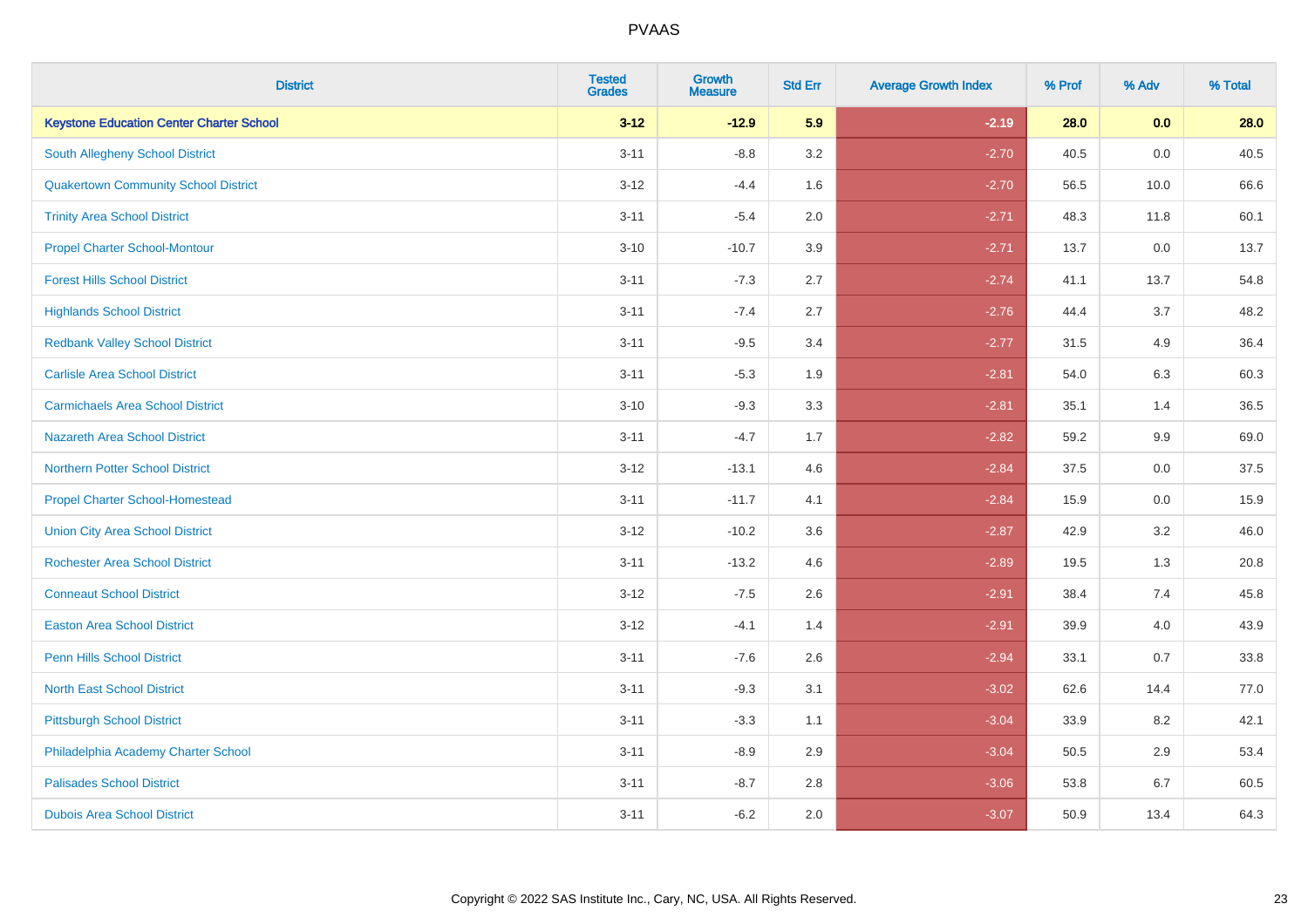| District | Tested Grades | Growth Measure | Std Err | Average Growth Index | % Prof | % Adv | % Total |
|---|---|---|---|---|---|---|---|
| **Keystone Education Center Charter School** | **3-12** | **-12.9** | **5.9** | **-2.19** | **28.0** | **0.0** | **28.0** |
| South Allegheny School District | 3-11 | -8.8 | 3.2 | -2.70 | 40.5 | 0.0 | 40.5 |
| Quakertown Community School District | 3-12 | -4.4 | 1.6 | -2.70 | 56.5 | 10.0 | 66.6 |
| Trinity Area School District | 3-11 | -5.4 | 2.0 | -2.71 | 48.3 | 11.8 | 60.1 |
| Propel Charter School-Montour | 3-10 | -10.7 | 3.9 | -2.71 | 13.7 | 0.0 | 13.7 |
| Forest Hills School District | 3-11 | -7.3 | 2.7 | -2.74 | 41.1 | 13.7 | 54.8 |
| Highlands School District | 3-11 | -7.4 | 2.7 | -2.76 | 44.4 | 3.7 | 48.2 |
| Redbank Valley School District | 3-11 | -9.5 | 3.4 | -2.77 | 31.5 | 4.9 | 36.4 |
| Carlisle Area School District | 3-11 | -5.3 | 1.9 | -2.81 | 54.0 | 6.3 | 60.3 |
| Carmichaels Area School District | 3-10 | -9.3 | 3.3 | -2.81 | 35.1 | 1.4 | 36.5 |
| Nazareth Area School District | 3-11 | -4.7 | 1.7 | -2.82 | 59.2 | 9.9 | 69.0 |
| Northern Potter School District | 3-12 | -13.1 | 4.6 | -2.84 | 37.5 | 0.0 | 37.5 |
| Propel Charter School-Homestead | 3-11 | -11.7 | 4.1 | -2.84 | 15.9 | 0.0 | 15.9 |
| Union City Area School District | 3-12 | -10.2 | 3.6 | -2.87 | 42.9 | 3.2 | 46.0 |
| Rochester Area School District | 3-11 | -13.2 | 4.6 | -2.89 | 19.5 | 1.3 | 20.8 |
| Conneaut School District | 3-12 | -7.5 | 2.6 | -2.91 | 38.4 | 7.4 | 45.8 |
| Easton Area School District | 3-12 | -4.1 | 1.4 | -2.91 | 39.9 | 4.0 | 43.9 |
| Penn Hills School District | 3-11 | -7.6 | 2.6 | -2.94 | 33.1 | 0.7 | 33.8 |
| North East School District | 3-11 | -9.3 | 3.1 | -3.02 | 62.6 | 14.4 | 77.0 |
| Pittsburgh School District | 3-11 | -3.3 | 1.1 | -3.04 | 33.9 | 8.2 | 42.1 |
| Philadelphia Academy Charter School | 3-11 | -8.9 | 2.9 | -3.04 | 50.5 | 2.9 | 53.4 |
| Palisades School District | 3-11 | -8.7 | 2.8 | -3.06 | 53.8 | 6.7 | 60.5 |
| Dubois Area School District | 3-11 | -6.2 | 2.0 | -3.07 | 50.9 | 13.4 | 64.3 |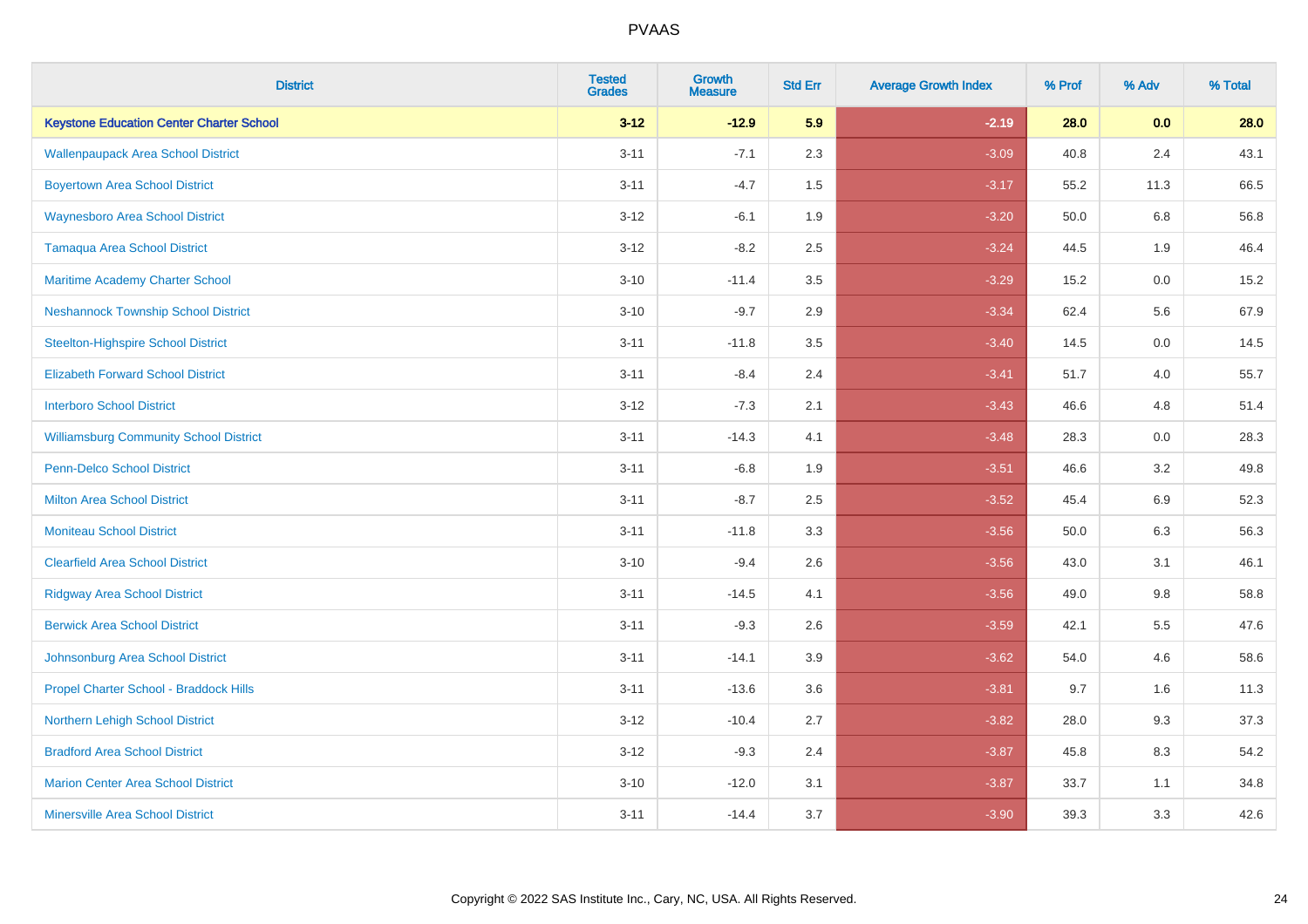| District | Tested Grades | Growth Measure | Std Err | Average Growth Index | % Prof | % Adv | % Total |
|---|---|---|---|---|---|---|---|
| **Keystone Education Center Charter School** | **3-12** | **-12.9** | **5.9** | **-2.19** | **28.0** | **0.0** | **28.0** |
| Wallenpaupack Area School District | 3-11 | -7.1 | 2.3 | -3.09 | 40.8 | 2.4 | 43.1 |
| Boyertown Area School District | 3-11 | -4.7 | 1.5 | -3.17 | 55.2 | 11.3 | 66.5 |
| Waynesboro Area School District | 3-12 | -6.1 | 1.9 | -3.20 | 50.0 | 6.8 | 56.8 |
| Tamaqua Area School District | 3-12 | -8.2 | 2.5 | -3.24 | 44.5 | 1.9 | 46.4 |
| Maritime Academy Charter School | 3-10 | -11.4 | 3.5 | -3.29 | 15.2 | 0.0 | 15.2 |
| Neshannock Township School District | 3-10 | -9.7 | 2.9 | -3.34 | 62.4 | 5.6 | 67.9 |
| Steelton-Highspire School District | 3-11 | -11.8 | 3.5 | -3.40 | 14.5 | 0.0 | 14.5 |
| Elizabeth Forward School District | 3-11 | -8.4 | 2.4 | -3.41 | 51.7 | 4.0 | 55.7 |
| Interboro School District | 3-12 | -7.3 | 2.1 | -3.43 | 46.6 | 4.8 | 51.4 |
| Williamsburg Community School District | 3-11 | -14.3 | 4.1 | -3.48 | 28.3 | 0.0 | 28.3 |
| Penn-Delco School District | 3-11 | -6.8 | 1.9 | -3.51 | 46.6 | 3.2 | 49.8 |
| Milton Area School District | 3-11 | -8.7 | 2.5 | -3.52 | 45.4 | 6.9 | 52.3 |
| Moniteau School District | 3-11 | -11.8 | 3.3 | -3.56 | 50.0 | 6.3 | 56.3 |
| Clearfield Area School District | 3-10 | -9.4 | 2.6 | -3.56 | 43.0 | 3.1 | 46.1 |
| Ridgway Area School District | 3-11 | -14.5 | 4.1 | -3.56 | 49.0 | 9.8 | 58.8 |
| Berwick Area School District | 3-11 | -9.3 | 2.6 | -3.59 | 42.1 | 5.5 | 47.6 |
| Johnsonburg Area School District | 3-11 | -14.1 | 3.9 | -3.62 | 54.0 | 4.6 | 58.6 |
| Propel Charter School - Braddock Hills | 3-11 | -13.6 | 3.6 | -3.81 | 9.7 | 1.6 | 11.3 |
| Northern Lehigh School District | 3-12 | -10.4 | 2.7 | -3.82 | 28.0 | 9.3 | 37.3 |
| Bradford Area School District | 3-12 | -9.3 | 2.4 | -3.87 | 45.8 | 8.3 | 54.2 |
| Marion Center Area School District | 3-10 | -12.0 | 3.1 | -3.87 | 33.7 | 1.1 | 34.8 |
| Minersville Area School District | 3-11 | -14.4 | 3.7 | -3.90 | 39.3 | 3.3 | 42.6 |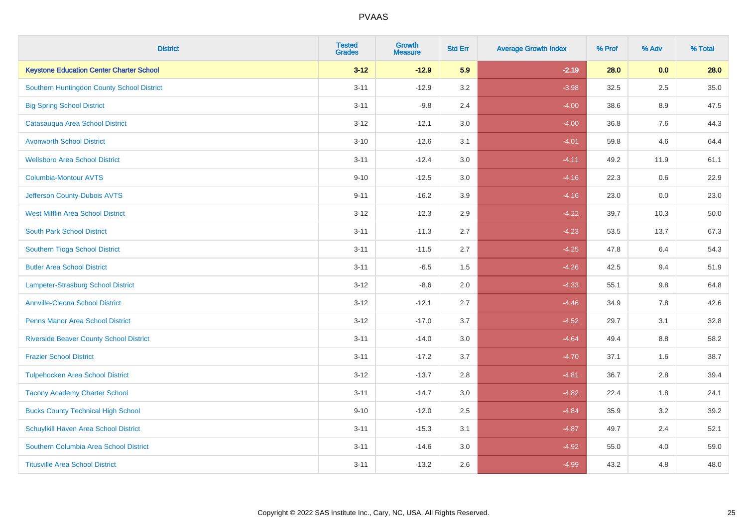# PVAAS

| District | Tested Grades | Growth Measure | Std Err | Average Growth Index | % Prof | % Adv | % Total |
|---|---|---|---|---|---|---|---|
| **Keystone Education Center Charter School** | **3-12** | **-12.9** | **5.9** | **-2.19** | **28.0** | **0.0** | **28.0** |
| Southern Huntingdon County School District | 3-11 | -12.9 | 3.2 | -3.98 | 32.5 | 2.5 | 35.0 |
| Big Spring School District | 3-11 | -9.8 | 2.4 | -4.00 | 38.6 | 8.9 | 47.5 |
| Catasauqua Area School District | 3-12 | -12.1 | 3.0 | -4.00 | 36.8 | 7.6 | 44.3 |
| Avonworth School District | 3-10 | -12.6 | 3.1 | -4.01 | 59.8 | 4.6 | 64.4 |
| Wellsboro Area School District | 3-11 | -12.4 | 3.0 | -4.11 | 49.2 | 11.9 | 61.1 |
| Columbia-Montour AVTS | 9-10 | -12.5 | 3.0 | -4.16 | 22.3 | 0.6 | 22.9 |
| Jefferson County-Dubois AVTS | 9-11 | -16.2 | 3.9 | -4.16 | 23.0 | 0.0 | 23.0 |
| West Mifflin Area School District | 3-12 | -12.3 | 2.9 | -4.22 | 39.7 | 10.3 | 50.0 |
| South Park School District | 3-11 | -11.3 | 2.7 | -4.23 | 53.5 | 13.7 | 67.3 |
| Southern Tioga School District | 3-11 | -11.5 | 2.7 | -4.25 | 47.8 | 6.4 | 54.3 |
| Butler Area School District | 3-11 | -6.5 | 1.5 | -4.26 | 42.5 | 9.4 | 51.9 |
| Lampeter-Strasburg School District | 3-12 | -8.6 | 2.0 | -4.33 | 55.1 | 9.8 | 64.8 |
| Annville-Cleona School District | 3-12 | -12.1 | 2.7 | -4.46 | 34.9 | 7.8 | 42.6 |
| Penns Manor Area School District | 3-12 | -17.0 | 3.7 | -4.52 | 29.7 | 3.1 | 32.8 |
| Riverside Beaver County School District | 3-11 | -14.0 | 3.0 | -4.64 | 49.4 | 8.8 | 58.2 |
| Frazier School District | 3-11 | -17.2 | 3.7 | -4.70 | 37.1 | 1.6 | 38.7 |
| Tulpehocken Area School District | 3-12 | -13.7 | 2.8 | -4.81 | 36.7 | 2.8 | 39.4 |
| Tacony Academy Charter School | 3-11 | -14.7 | 3.0 | -4.82 | 22.4 | 1.8 | 24.1 |
| Bucks County Technical High School | 9-10 | -12.0 | 2.5 | -4.84 | 35.9 | 3.2 | 39.2 |
| Schuylkill Haven Area School District | 3-11 | -15.3 | 3.1 | -4.87 | 49.7 | 2.4 | 52.1 |
| Southern Columbia Area School District | 3-11 | -14.6 | 3.0 | -4.92 | 55.0 | 4.0 | 59.0 |
| Titusville Area School District | 3-11 | -13.2 | 2.6 | -4.99 | 43.2 | 4.8 | 48.0 |

Copyright © 2022 SAS Institute Inc., Cary, NC, USA. All Rights Reserved.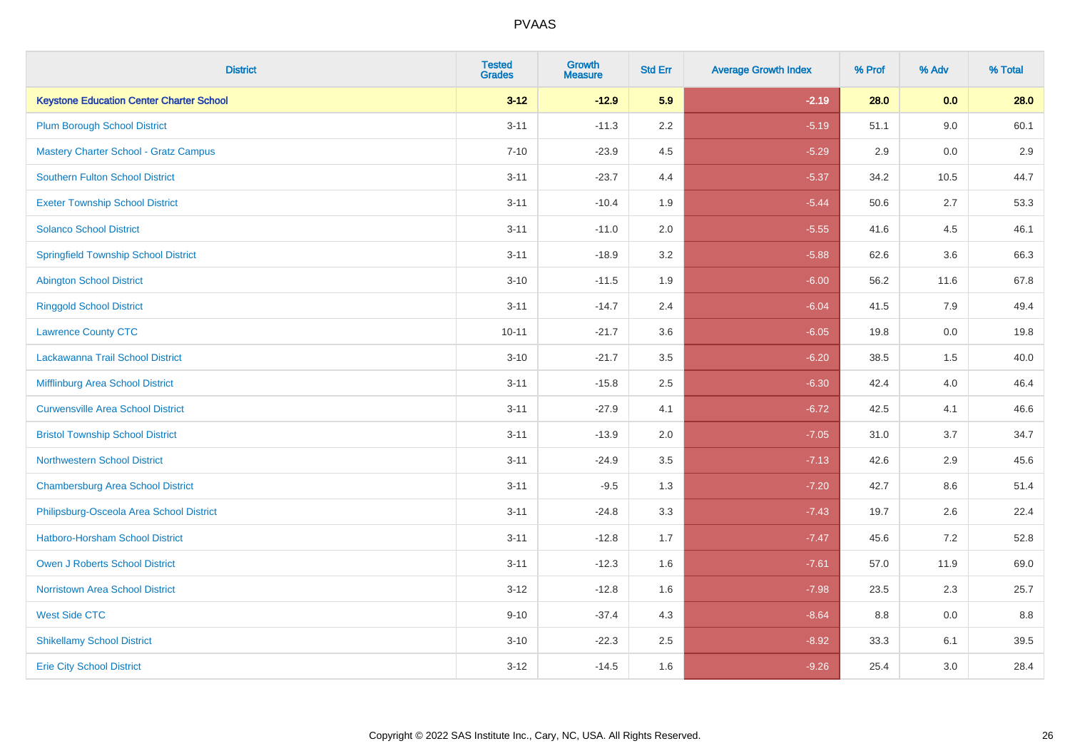| District | Tested Grades | Growth Measure | Std Err | Average Growth Index | % Prof | % Adv | % Total |
|---|---|---|---|---|---|---|---|
| **Keystone Education Center Charter School** | **3-12** | **-12.9** | **5.9** | **-2.19** | **28.0** | **0.0** | **28.0** |
| Plum Borough School District | 3-11 | -11.3 | 2.2 | -5.19 | 51.1 | 9.0 | 60.1 |
| Mastery Charter School - Gratz Campus | 7-10 | -23.9 | 4.5 | -5.29 | 2.9 | 0.0 | 2.9 |
| Southern Fulton School District | 3-11 | -23.7 | 4.4 | -5.37 | 34.2 | 10.5 | 44.7 |
| Exeter Township School District | 3-11 | -10.4 | 1.9 | -5.44 | 50.6 | 2.7 | 53.3 |
| Solanco School District | 3-11 | -11.0 | 2.0 | -5.55 | 41.6 | 4.5 | 46.1 |
| Springfield Township School District | 3-11 | -18.9 | 3.2 | -5.88 | 62.6 | 3.6 | 66.3 |
| Abington School District | 3-10 | -11.5 | 1.9 | -6.00 | 56.2 | 11.6 | 67.8 |
| Ringgold School District | 3-11 | -14.7 | 2.4 | -6.04 | 41.5 | 7.9 | 49.4 |
| Lawrence County CTC | 10-11 | -21.7 | 3.6 | -6.05 | 19.8 | 0.0 | 19.8 |
| Lackawanna Trail School District | 3-10 | -21.7 | 3.5 | -6.20 | 38.5 | 1.5 | 40.0 |
| Mifflinburg Area School District | 3-11 | -15.8 | 2.5 | -6.30 | 42.4 | 4.0 | 46.4 |
| Curwensville Area School District | 3-11 | -27.9 | 4.1 | -6.72 | 42.5 | 4.1 | 46.6 |
| Bristol Township School District | 3-11 | -13.9 | 2.0 | -7.05 | 31.0 | 3.7 | 34.7 |
| Northwestern School District | 3-11 | -24.9 | 3.5 | -7.13 | 42.6 | 2.9 | 45.6 |
| Chambersburg Area School District | 3-11 | -9.5 | 1.3 | -7.20 | 42.7 | 8.6 | 51.4 |
| Philipsburg-Osceola Area School District | 3-11 | -24.8 | 3.3 | -7.43 | 19.7 | 2.6 | 22.4 |
| Hatboro-Horsham School District | 3-11 | -12.8 | 1.7 | -7.47 | 45.6 | 7.2 | 52.8 |
| Owen J Roberts School District | 3-11 | -12.3 | 1.6 | -7.61 | 57.0 | 11.9 | 69.0 |
| Norristown Area School District | 3-12 | -12.8 | 1.6 | -7.98 | 23.5 | 2.3 | 25.7 |
| West Side CTC | 9-10 | -37.4 | 4.3 | -8.64 | 8.8 | 0.0 | 8.8 |
| Shikellamy School District | 3-10 | -22.3 | 2.5 | -8.92 | 33.3 | 6.1 | 39.5 |
| Erie City School District | 3-12 | -14.5 | 1.6 | -9.26 | 25.4 | 3.0 | 28.4 |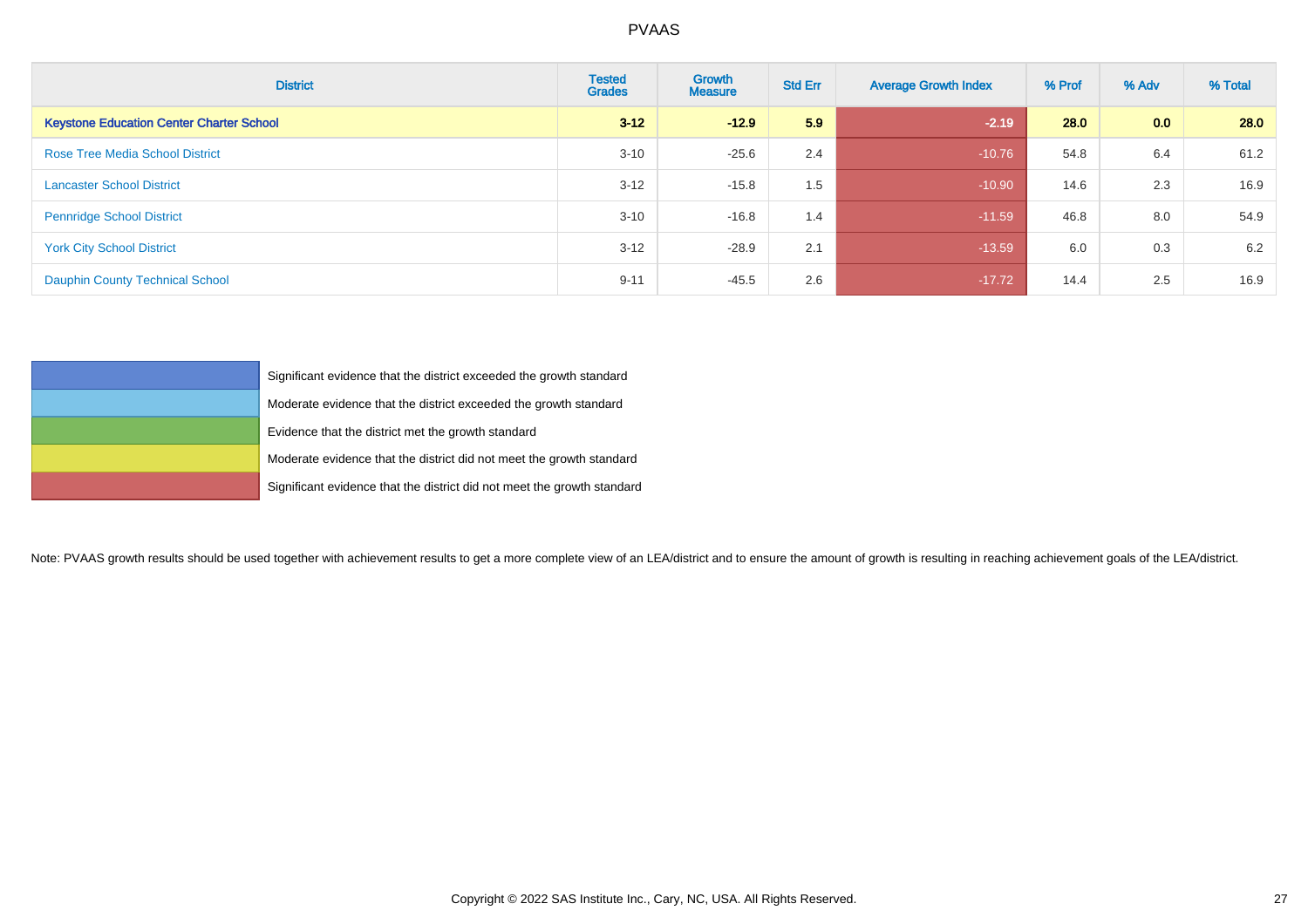PVAAS

| District | Tested Grades | Growth Measure | Std Err | Average Growth Index | % Prof | % Adv | % Total |
|---|---|---|---|---|---|---|---|
| **Keystone Education Center Charter School** | **3-12** | **-12.9** | **5.9** | **-2.19** | **28.0** | **0.0** | **28.0** |
| Rose Tree Media School District | 3-10 | -25.6 | 2.4 | -10.76 | 54.8 | 6.4 | 61.2 |
| Lancaster School District | 3-12 | -15.8 | 1.5 | -10.90 | 14.6 | 2.3 | 16.9 |
| Pennridge School District | 3-10 | -16.8 | 1.4 | -11.59 | 46.8 | 8.0 | 54.9 |
| York City School District | 3-12 | -28.9 | 2.1 | -13.59 | 6.0 | 0.3 | 6.2 |
| Dauphin County Technical School | 9-11 | -45.5 | 2.6 | -17.72 | 14.4 | 2.5 | 16.9 |

Significant evidence that the district exceeded the growth standard

Moderate evidence that the district exceeded the growth standard

Evidence that the district met the growth standard

Moderate evidence that the district did not meet the growth standard

Significant evidence that the district did not meet the growth standard

Note: PVAAS growth results should be used together with achievement results to get a more complete view of an LEA/district and to ensure the amount of growth is resulting in reaching achievement goals of the LEA/district.

Copyright © 2022 SAS Institute Inc., Cary, NC, USA. All Rights Reserved.